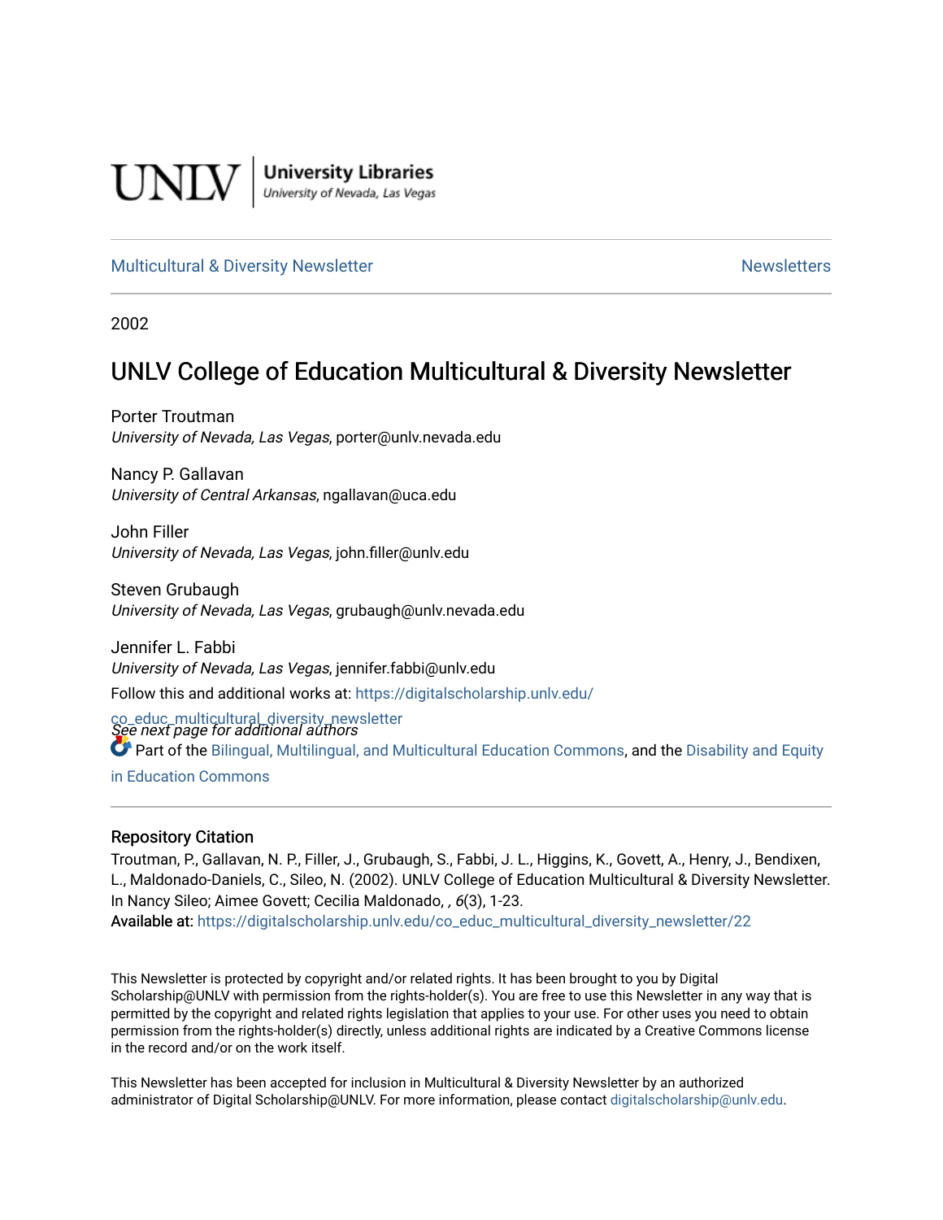UNLV | University Libraries
University of Nevada, Las Vegas

Multicultural & Diversity Newsletter | Newsletters

2002

# UNLV College of Education Multicultural & Diversity Newsletter

Porter Troutman
*University of Nevada, Las Vegas*, porter@unlv.nevada.edu

Nancy P. Gallavan
*University of Central Arkansas*, ngallavan@uca.edu

John Filler
*University of Nevada, Las Vegas*, john.filler@unlv.edu

Steven Grubaugh
*University of Nevada, Las Vegas*, grubaugh@unlv.nevada.edu

Jennifer L. Fabbi
*University of Nevada, Las Vegas*, jennifer.fabbi@unlv.edu

*See next page for additional authors*

Follow this and additional works at: https://digitalscholarship.unlv.edu/co_educ_multicultural_diversity_newsletter

Part of the Bilingual, Multilingual, and Multicultural Education Commons, and the Disability and Equity in Education Commons

## Repository Citation

Troutman, P., Gallavan, N. P., Filler, J., Grubaugh, S., Fabbi, J. L., Higgins, K., Govett, A., Henry, J., Bendixen, L., Maldonado-Daniels, C., Sileo, N. (2002). UNLV College of Education Multicultural & Diversity Newsletter. In Nancy Sileo; Aimee Govett; Cecilia Maldonado, , *6*(3), 1-23.
**Available at:** https://digitalscholarship.unlv.edu/co_educ_multicultural_diversity_newsletter/22

This Newsletter is protected by copyright and/or related rights. It has been brought to you by Digital Scholarship@UNLV with permission from the rights-holder(s). You are free to use this Newsletter in any way that is permitted by the copyright and related rights legislation that applies to your use. For other uses you need to obtain permission from the rights-holder(s) directly, unless additional rights are indicated by a Creative Commons license in the record and/or on the work itself.

This Newsletter has been accepted for inclusion in Multicultural & Diversity Newsletter by an authorized administrator of Digital Scholarship@UNLV. For more information, please contact digitalscholarship@unlv.edu.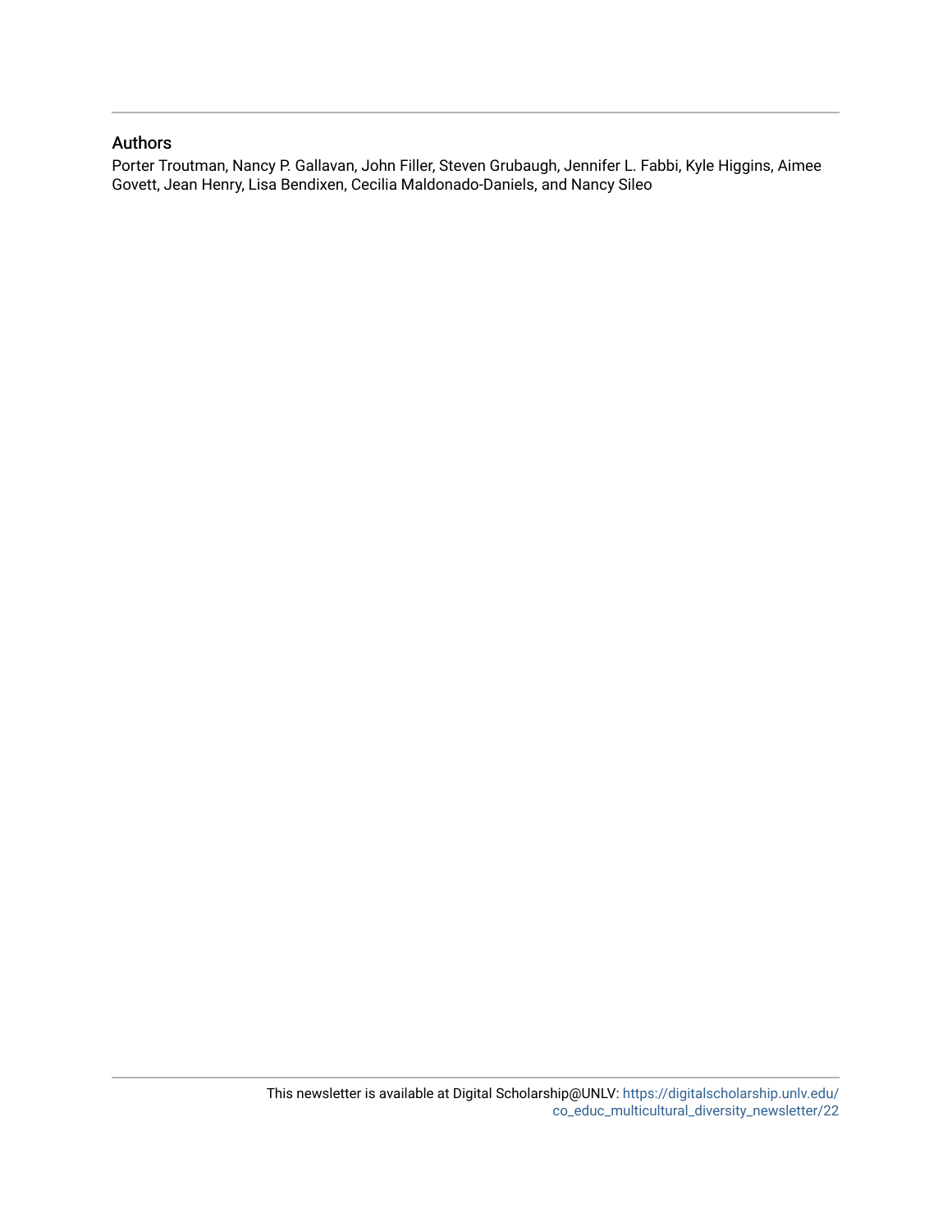## Authors

Porter Troutman, Nancy P. Gallavan, John Filler, Steven Grubaugh, Jennifer L. Fabbi, Kyle Higgins, Aimee Govett, Jean Henry, Lisa Bendixen, Cecilia Maldonado-Daniels, and Nancy Sileo

This newsletter is available at Digital Scholarship@UNLV: https://digitalscholarship.unlv.edu/co_educ_multicultural_diversity_newsletter/22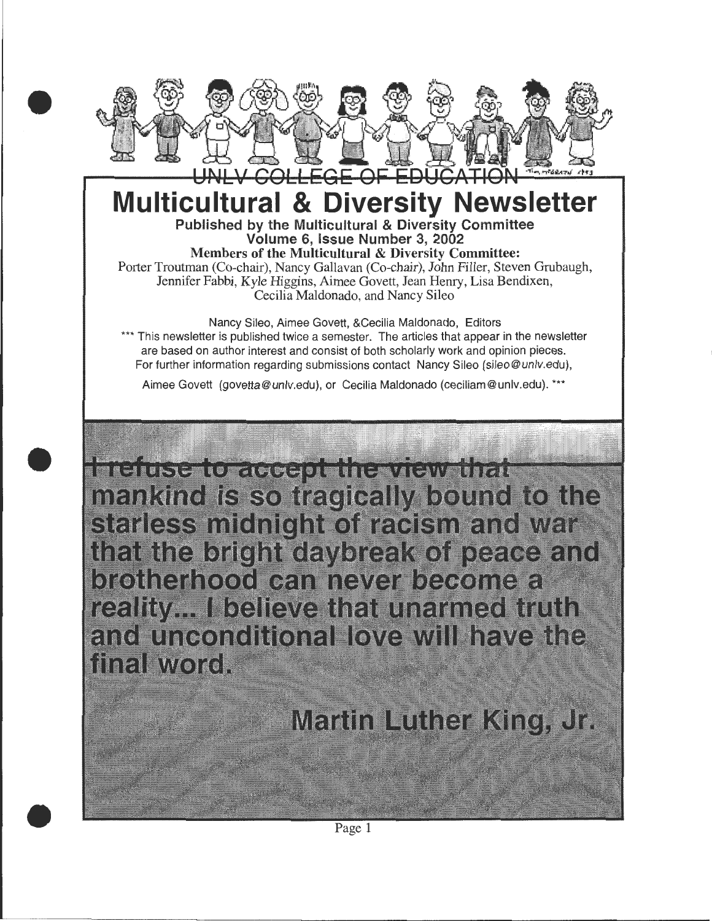UNLV COLLEGE OF EDUCATION

# Multicultural & Diversity Newsletter

**Published by the Multicultural & Diversity Committee**
**Volume 6, Issue Number 3, 2002**
**Members of the Multicultural & Diversity Committee:**
Porter Troutman (Co-chair), Nancy Gallavan (Co-chair), John Filler, Steven Grubaugh, Jennifer Fabbi, Kyle Higgins, Aimee Govett, Jean Henry, Lisa Bendixen, Cecilia Maldonado, and Nancy Sileo

Nancy Sileo, Aimee Govett, &Cecilia Maldonado, Editors

*** This newsletter is published twice a semester. The articles that appear in the newsletter are based on author interest and consist of both scholarly work and opinion pieces. For further information regarding submissions contact Nancy Sileo (sileo@unlv.edu), Aimee Govett (govetta@unlv.edu), or Cecilia Maldonado (ceciliam@unlv.edu). ***

**I refuse to accept the view that mankind is so tragically bound to the starless midnight of racism and war that the bright daybreak of peace and brotherhood can never become a reality... I believe that unarmed truth and unconditional love will have the final word.**

**Martin Luther King, Jr.**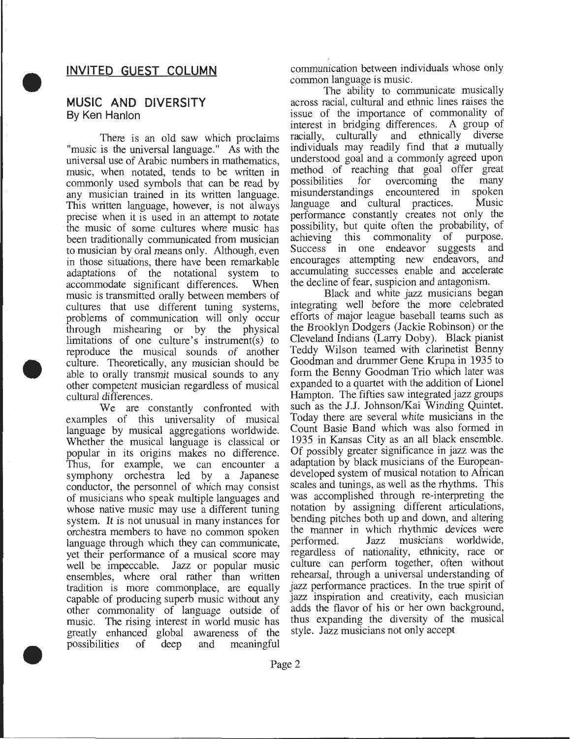## INVITED GUEST COLUMN

## MUSIC AND DIVERSITY
By Ken Hanlon

There is an old saw which proclaims "music is the universal language." As with the universal use of Arabic numbers in mathematics, music, when notated, tends to be written in commonly used symbols that can be read by any musician trained in its written language. This written language, however, is not always precise when it is used in an attempt to notate the music of some cultures where music has been traditionally communicated from musician to musician by oral means only. Although, even in those situations, there have been remarkable adaptations of the notational system to accommodate significant differences. When music is transmitted orally between members of cultures that use different tuning systems, problems of communication will only occur through mishearing or by the physical limitations of one culture's instrument(s) to reproduce the musical sounds of another culture. Theoretically, any musician should be able to orally transmit musical sounds to any other competent musician regardless of musical cultural differences.

We are constantly confronted with examples of this universality of musical language by musical aggregations worldwide. Whether the musical language is classical or popular in its origins makes no difference. Thus, for example, we can encounter a symphony orchestra led by a Japanese conductor, the personnel of which may consist of musicians who speak multiple languages and whose native music may use a different tuning system. It is not unusual in many instances for orchestra members to have no common spoken language through which they can communicate, yet their performance of a musical score may well be impeccable. Jazz or popular music ensembles, where oral rather than written tradition is more commonplace, are equally capable of producing superb music without any other commonality of language outside of music. The rising interest in world music has greatly enhanced global awareness of the possibilities of deep and meaningful communication between individuals whose only common language is music.

The ability to communicate musically across racial, cultural and ethnic lines raises the issue of the importance of commonality of interest in bridging differences. A group of racially, culturally and ethnically diverse individuals may readily find that a mutually understood goal and a commonly agreed upon method of reaching that goal offer great possibilities for overcoming the many misunderstandings encountered in spoken language and cultural practices. Music performance constantly creates not only the possibility, but quite often the probability, of achieving this commonality of purpose. Success in one endeavor suggests and encourages attempting new endeavors, and accumulating successes enable and accelerate the decline of fear, suspicion and antagonism.

Black and white jazz musicians began integrating well before the more celebrated efforts of major league baseball teams such as the Brooklyn Dodgers (Jackie Robinson) or the Cleveland Indians (Larry Doby). Black pianist Teddy Wilson teamed with clarinetist Benny Goodman and drummer Gene Krupa in 1935 to form the Benny Goodman Trio which later was expanded to a quartet with the addition of Lionel Hampton. The fifties saw integrated jazz groups such as the J.J. Johnson/Kai Winding Quintet. Today there are several white musicians in the Count Basie Band which was also formed in 1935 in Kansas City as an all black ensemble. Of possibly greater significance in jazz was the adaptation by black musicians of the European-developed system of musical notation to African scales and tunings, as well as the rhythms. This was accomplished through re-interpreting the notation by assigning different articulations, bending pitches both up and down, and altering the manner in which rhythmic devices were performed. Jazz musicians worldwide, regardless of nationality, ethnicity, race or culture can perform together, often without rehearsal, through a universal understanding of jazz performance practices. In the true spirit of jazz inspiration and creativity, each musician adds the flavor of his or her own background, thus expanding the diversity of the musical style. Jazz musicians not only accept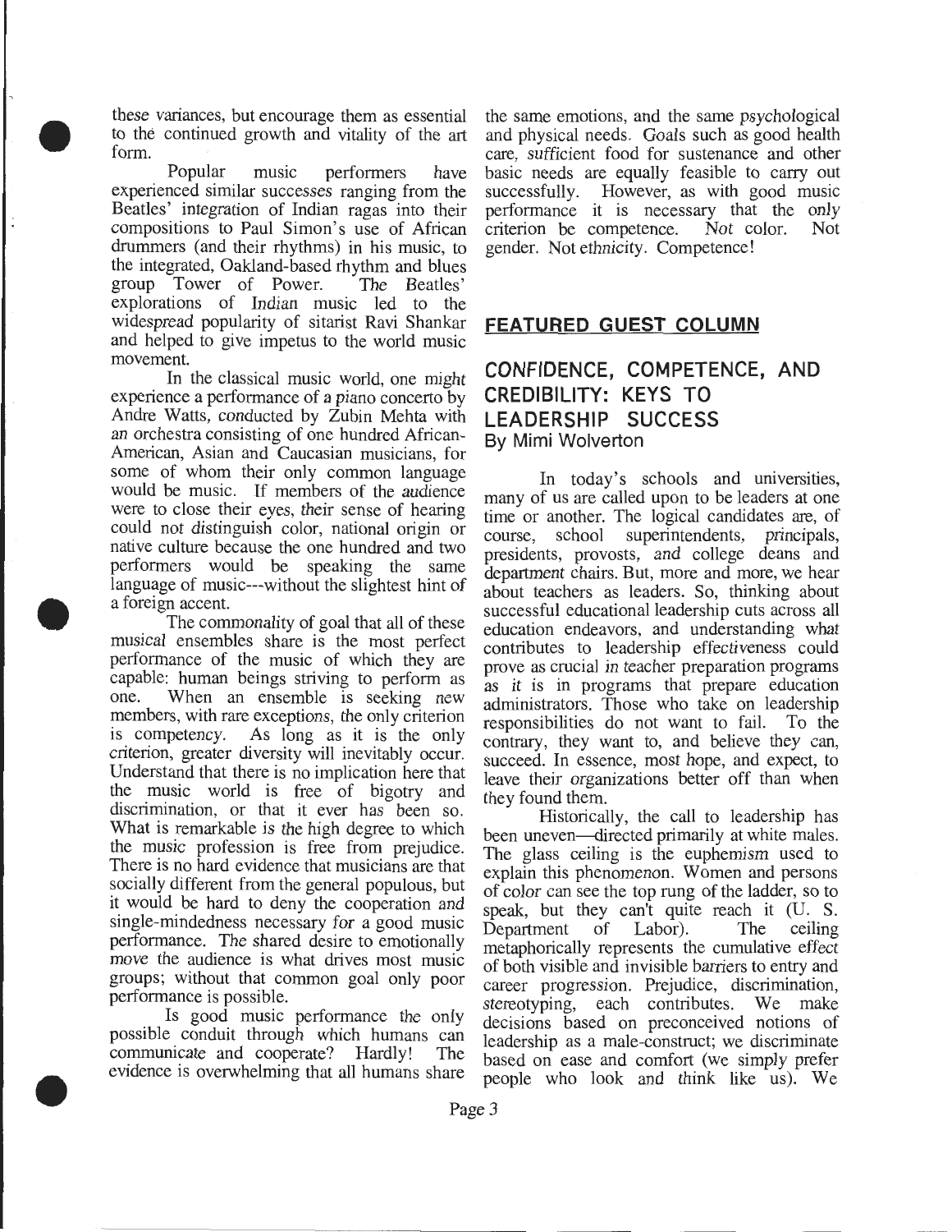these variances, but encourage them as essential to the continued growth and vitality of the art form.

Popular music performers have experienced similar successes ranging from the Beatles' integration of Indian ragas into their compositions to Paul Simon's use of African drummers (and their rhythms) in his music, to the integrated, Oakland-based rhythm and blues group Tower of Power. The Beatles' explorations of Indian music led to the widespread popularity of sitarist Ravi Shankar and helped to give impetus to the world music movement.

In the classical music world, one might experience a performance of a piano concerto by Andre Watts, conducted by Zubin Mehta with an orchestra consisting of one hundred African-American, Asian and Caucasian musicians, for some of whom their only common language would be music. If members of the audience were to close their eyes, their sense of hearing could not distinguish color, national origin or native culture because the one hundred and two performers would be speaking the same language of music---without the slightest hint of a foreign accent.

The commonality of goal that all of these musical ensembles share is the most perfect performance of the music of which they are capable: human beings striving to perform as one. When an ensemble is seeking new members, with rare exceptions, the only criterion is competency. As long as it is the only criterion, greater diversity will inevitably occur. Understand that there is no implication here that the music world is free of bigotry and discrimination, or that it ever has been so. What is remarkable is the high degree to which the music profession is free from prejudice. There is no hard evidence that musicians are that socially different from the general populous, but it would be hard to deny the cooperation and single-mindedness necessary for a good music performance. The shared desire to emotionally move the audience is what drives most music groups; without that common goal only poor performance is possible.

Is good music performance the only possible conduit through which humans can communicate and cooperate? Hardly! The evidence is overwhelming that all humans share the same emotions, and the same psychological and physical needs. Goals such as good health care, sufficient food for sustenance and other basic needs are equally feasible to carry out successfully. However, as with good music performance it is necessary that the only criterion be competence. Not color. Not gender. Not ethnicity. Competence!

## FEATURED GUEST COLUMN

## CONFIDENCE, COMPETENCE, AND CREDIBILITY: KEYS TO LEADERSHIP SUCCESS

By Mimi Wolverton

In today's schools and universities, many of us are called upon to be leaders at one time or another. The logical candidates are, of course, school superintendents, principals, presidents, provosts, and college deans and department chairs. But, more and more, we hear about teachers as leaders. So, thinking about successful educational leadership cuts across all education endeavors, and understanding what contributes to leadership effectiveness could prove as crucial in teacher preparation programs as it is in programs that prepare education administrators. Those who take on leadership responsibilities do not want to fail. To the contrary, they want to, and believe they can, succeed. In essence, most hope, and expect, to leave their organizations better off than when they found them.

Historically, the call to leadership has been uneven—directed primarily at white males. The glass ceiling is the euphemism used to explain this phenomenon. Women and persons of color can see the top rung of the ladder, so to speak, but they can't quite reach it (U. S. Department of Labor). The ceiling metaphorically represents the cumulative effect of both visible and invisible barriers to entry and career progression. Prejudice, discrimination, stereotyping, each contributes. We make decisions based on preconceived notions of leadership as a male-construct; we discriminate based on ease and comfort (we simply prefer people who look and think like us). We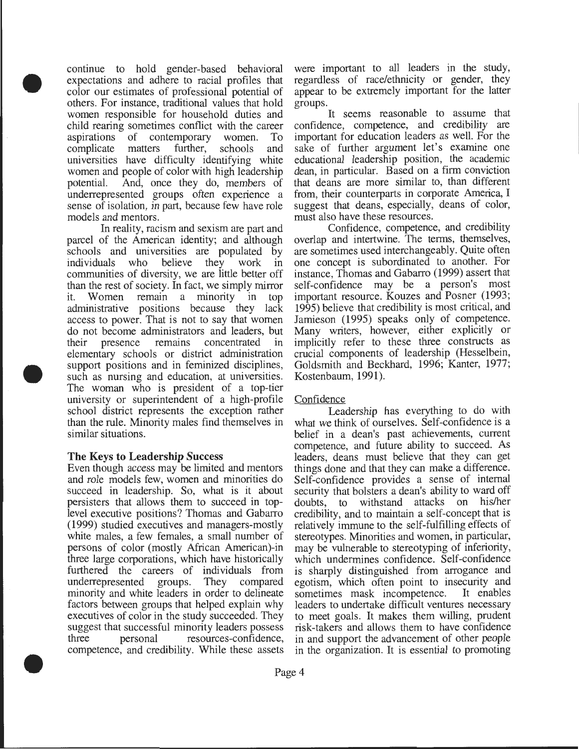continue to hold gender-based behavioral expectations and adhere to racial profiles that color our estimates of professional potential of others. For instance, traditional values that hold women responsible for household duties and child rearing sometimes conflict with the career aspirations of contemporary women. To complicate matters further, schools and universities have difficulty identifying white women and people of color with high leadership potential. And, once they do, members of underrepresented groups often experience a sense of isolation, in part, because few have role models and mentors.

In reality, racism and sexism are part and parcel of the American identity; and although schools and universities are populated by individuals who believe they work in communities of diversity, we are little better off than the rest of society. In fact, we simply mirror it. Women remain a minority in top administrative positions because they lack access to power. That is not to say that women do not become administrators and leaders, but their presence remains concentrated in elementary schools or district administration support positions and in feminized disciplines, such as nursing and education, at universities. The woman who is president of a top-tier university or superintendent of a high-profile school district represents the exception rather than the rule. Minority males find themselves in similar situations.

## The Keys to Leadership Success

Even though access may be limited and mentors and role models few, women and minorities do succeed in leadership. So, what is it about persisters that allows them to succeed in top-level executive positions? Thomas and Gabarro (1999) studied executives and managers-mostly white males, a few females, a small number of persons of color (mostly African American)-in three large corporations, which have historically furthered the careers of individuals from underrepresented groups. They compared minority and white leaders in order to delineate factors between groups that helped explain why executives of color in the study succeeded. They suggest that successful minority leaders possess three personal resources-confidence, competence, and credibility. While these assets were important to all leaders in the study, regardless of race/ethnicity or gender, they appear to be extremely important for the latter groups.

It seems reasonable to assume that confidence, competence, and credibility are important for education leaders as well. For the sake of further argument let's examine one educational leadership position, the academic dean, in particular. Based on a firm conviction that deans are more similar to, than different from, their counterparts in corporate America, I suggest that deans, especially, deans of color, must also have these resources.

Confidence, competence, and credibility overlap and intertwine. The terms, themselves, are sometimes used interchangeably. Quite often one concept is subordinated to another. For instance, Thomas and Gabarro (1999) assert that self-confidence may be a person's most important resource. Kouzes and Posner (1993; 1995) believe that credibility is most critical, and Jamieson (1995) speaks only of competence. Many writers, however, either explicitly or implicitly refer to these three constructs as crucial components of leadership (Hesselbein, Goldsmith and Beckhard, 1996; Kanter, 1977; Kostenbaum, 1991).

### Confidence

Leadership has everything to do with what we think of ourselves. Self-confidence is a belief in a dean's past achievements, current competence, and future ability to succeed. As leaders, deans must believe that they can get things done and that they can make a difference. Self-confidence provides a sense of internal security that bolsters a dean's ability to ward off doubts, to withstand attacks on his/her credibility, and to maintain a self-concept that is relatively immune to the self-fulfilling effects of stereotypes. Minorities and women, in particular, may be vulnerable to stereotyping of inferiority, which undermines confidence. Self-confidence is sharply distinguished from arrogance and egotism, which often point to insecurity and sometimes mask incompetence. It enables leaders to undertake difficult ventures necessary to meet goals. It makes them willing, prudent risk-takers and allows them to have confidence in and support the advancement of other people in the organization. It is essential to promoting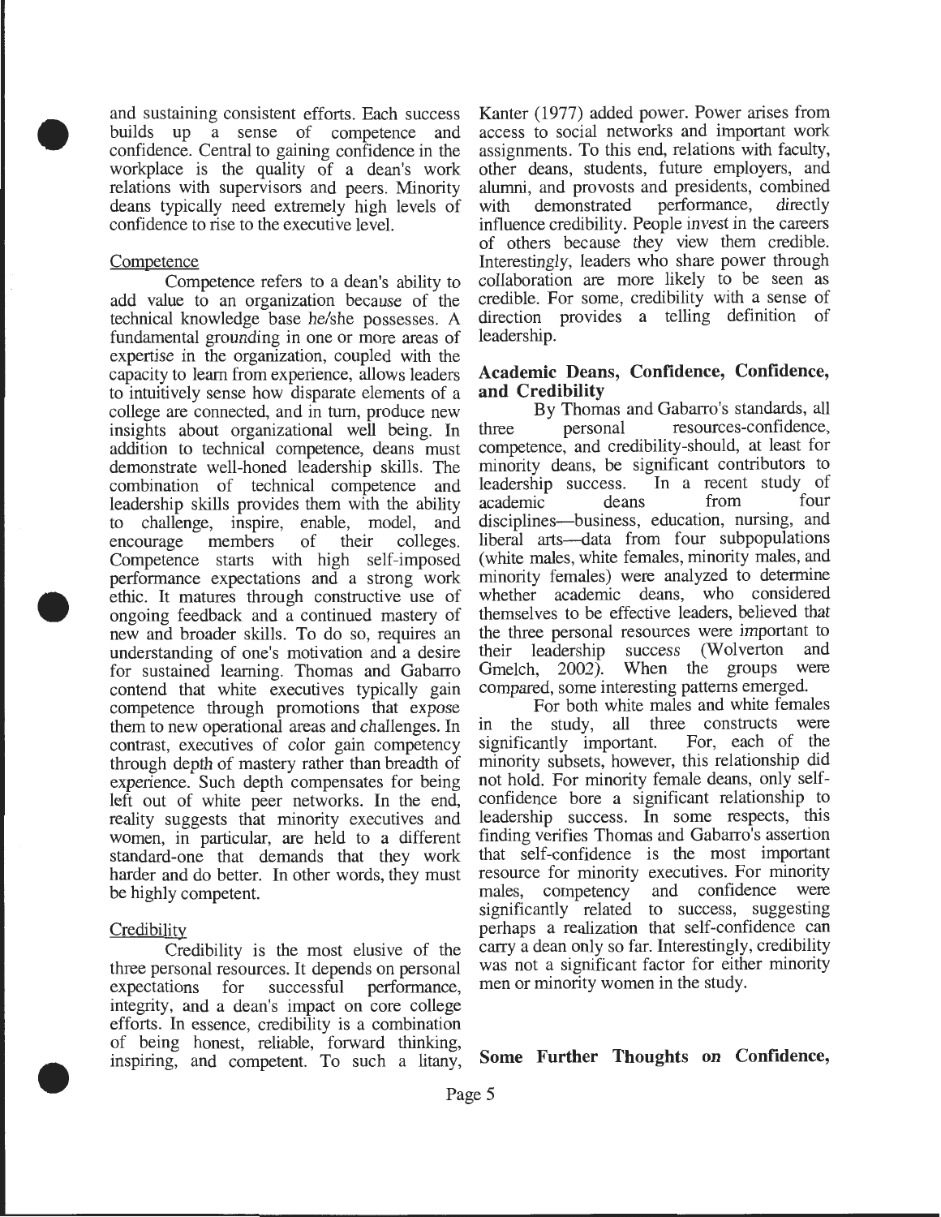and sustaining consistent efforts. Each success builds up a sense of competence and confidence. Central to gaining confidence in the workplace is the quality of a dean's work relations with supervisors and peers. Minority deans typically need extremely high levels of confidence to rise to the executive level.

### Competence

Competence refers to a dean's ability to add value to an organization because of the technical knowledge base he/she possesses. A fundamental grounding in one or more areas of expertise in the organization, coupled with the capacity to learn from experience, allows leaders to intuitively sense how disparate elements of a college are connected, and in turn, produce new insights about organizational well being. In addition to technical competence, deans must demonstrate well-honed leadership skills. The combination of technical competence and leadership skills provides them with the ability to challenge, inspire, enable, model, and encourage members of their colleges. Competence starts with high self-imposed performance expectations and a strong work ethic. It matures through constructive use of ongoing feedback and a continued mastery of new and broader skills. To do so, requires an understanding of one's motivation and a desire for sustained learning. Thomas and Gabarro contend that white executives typically gain competence through promotions that expose them to new operational areas and challenges. In contrast, executives of color gain competency through depth of mastery rather than breadth of experience. Such depth compensates for being left out of white peer networks. In the end, reality suggests that minority executives and women, in particular, are held to a different standard-one that demands that they work harder and do better. In other words, they must be highly competent.

### Credibility

Credibility is the most elusive of the three personal resources. It depends on personal expectations for successful performance, integrity, and a dean's impact on core college efforts. In essence, credibility is a combination of being honest, reliable, forward thinking, inspiring, and competent. To such a litany, Kanter (1977) added power. Power arises from access to social networks and important work assignments. To this end, relations with faculty, other deans, students, future employers, and alumni, and provosts and presidents, combined with demonstrated performance, directly influence credibility. People invest in the careers of others because they view them credible. Interestingly, leaders who share power through collaboration are more likely to be seen as credible. For some, credibility with a sense of direction provides a telling definition of leadership.

## Academic Deans, Confidence, Confidence, and Credibility

By Thomas and Gabarro's standards, all three personal resources-confidence, competence, and credibility-should, at least for minority deans, be significant contributors to leadership success. In a recent study of academic deans from four disciplines—business, education, nursing, and liberal arts—data from four subpopulations (white males, white females, minority males, and minority females) were analyzed to determine whether academic deans, who considered themselves to be effective leaders, believed that the three personal resources were important to their leadership success (Wolverton and Gmelch, 2002). When the groups were compared, some interesting patterns emerged.

For both white males and white females in the study, all three constructs were significantly important. For, each of the minority subsets, however, this relationship did not hold. For minority female deans, only self-confidence bore a significant relationship to leadership success. In some respects, this finding verifies Thomas and Gabarro's assertion that self-confidence is the most important resource for minority executives. For minority males, competency and confidence were significantly related to success, suggesting perhaps a realization that self-confidence can carry a dean only so far. Interestingly, credibility was not a significant factor for either minority men or minority women in the study.

## Some Further Thoughts on Confidence,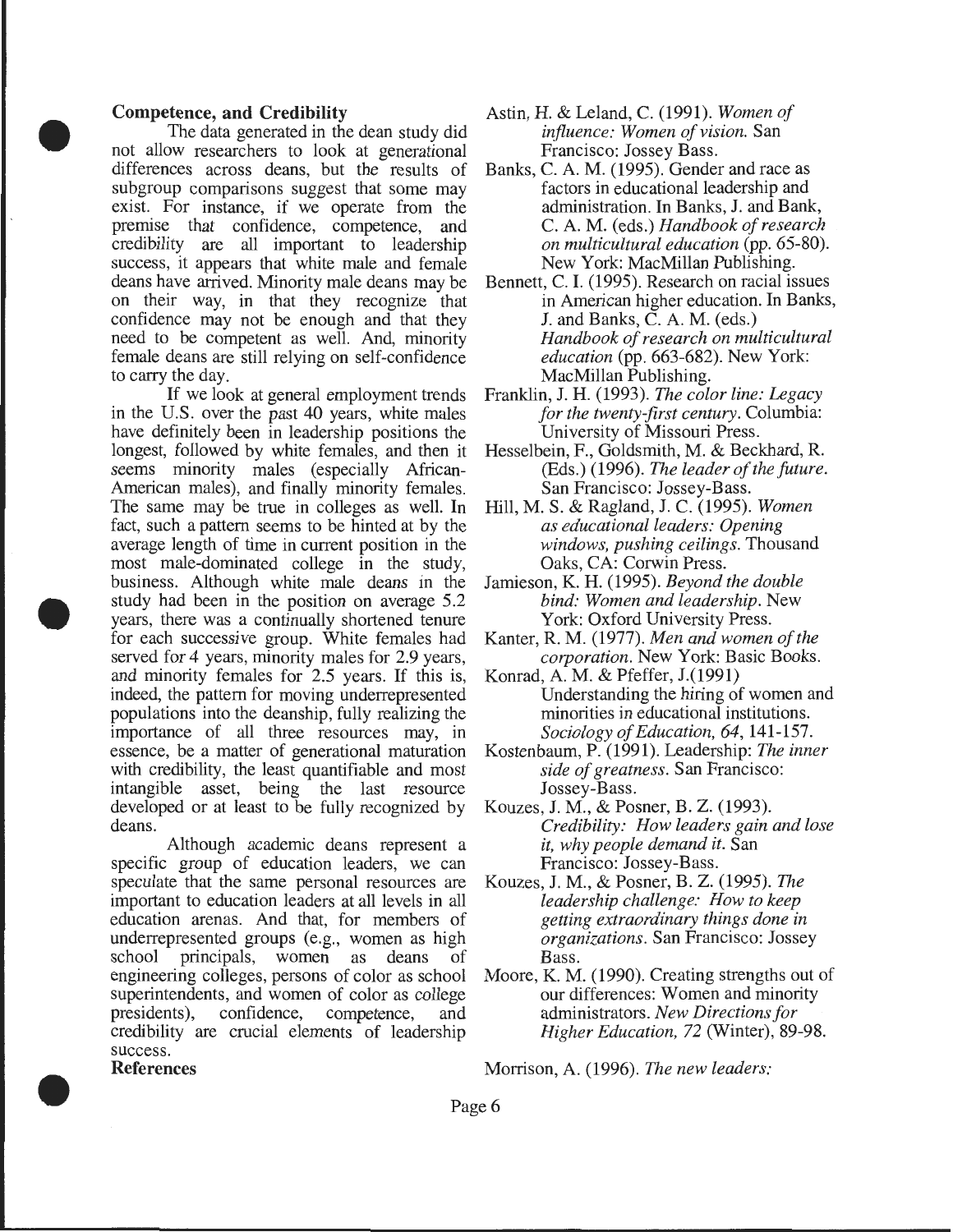### Competence, and Credibility

The data generated in the dean study did not allow researchers to look at generational differences across deans, but the results of subgroup comparisons suggest that some may exist. For instance, if we operate from the premise that confidence, competence, and credibility are all important to leadership success, it appears that white male and female deans have arrived. Minority male deans may be on their way, in that they recognize that confidence may not be enough and that they need to be competent as well. And, minority female deans are still relying on self-confidence to carry the day.

If we look at general employment trends in the U.S. over the past 40 years, white males have definitely been in leadership positions the longest, followed by white females, and then it seems minority males (especially African-American males), and finally minority females. The same may be true in colleges as well. In fact, such a pattern seems to be hinted at by the average length of time in current position in the most male-dominated college in the study, business. Although white male deans in the study had been in the position on average 5.2 years, there was a continually shortened tenure for each successive group. White females had served for 4 years, minority males for 2.9 years, and minority females for 2.5 years. If this is, indeed, the pattern for moving underrepresented populations into the deanship, fully realizing the importance of all three resources may, in essence, be a matter of generational maturation with credibility, the least quantifiable and most intangible asset, being the last resource developed or at least to be fully recognized by deans.

Although academic deans represent a specific group of education leaders, we can speculate that the same personal resources are important to education leaders at all levels in all education arenas. And that, for members of underrepresented groups (e.g., women as high school principals, women as deans of engineering colleges, persons of color as school superintendents, and women of color as college presidents), confidence, competence, and credibility are crucial elements of leadership success.

### References

Astin, H. & Leland, C. (1991). *Women of influence: Women of vision.* San Francisco: Jossey Bass.

Banks, C. A. M. (1995). Gender and race as factors in educational leadership and administration. In Banks, J. and Bank, C. A. M. (eds.) *Handbook of research on multicultural education* (pp. 65-80). New York: MacMillan Publishing.

Bennett, C. I. (1995). Research on racial issues in American higher education. In Banks, J. and Banks, C. A. M. (eds.) *Handbook of research on multicultural education* (pp. 663-682). New York: MacMillan Publishing.

Franklin, J. H. (1993). *The color line: Legacy for the twenty-first century.* Columbia: University of Missouri Press.

Hesselbein, F., Goldsmith, M. & Beckhard, R. (Eds.) (1996). *The leader of the future.* San Francisco: Jossey-Bass.

Hill, M. S. & Ragland, J. C. (1995). *Women as educational leaders: Opening windows, pushing ceilings.* Thousand Oaks, CA: Corwin Press.

Jamieson, K. H. (1995). *Beyond the double bind: Women and leadership.* New York: Oxford University Press.

Kanter, R. M. (1977). *Men and women of the corporation.* New York: Basic Books.

Konrad, A. M. & Pfeffer, J.(1991) Understanding the hiring of women and minorities in educational institutions. *Sociology of Education, 64*, 141-157.

Kostenbaum, P. (1991). Leadership: *The inner side of greatness.* San Francisco: Jossey-Bass.

Kouzes, J. M., & Posner, B. Z. (1993). *Credibility: How leaders gain and lose it, why people demand it.* San Francisco: Jossey-Bass.

Kouzes, J. M., & Posner, B. Z. (1995). *The leadership challenge: How to keep getting extraordinary things done in organizations.* San Francisco: Jossey Bass.

Moore, K. M. (1990). Creating strengths out of our differences: Women and minority administrators. *New Directions for Higher Education, 72* (Winter), 89-98.

Morrison, A. (1996). *The new leaders:*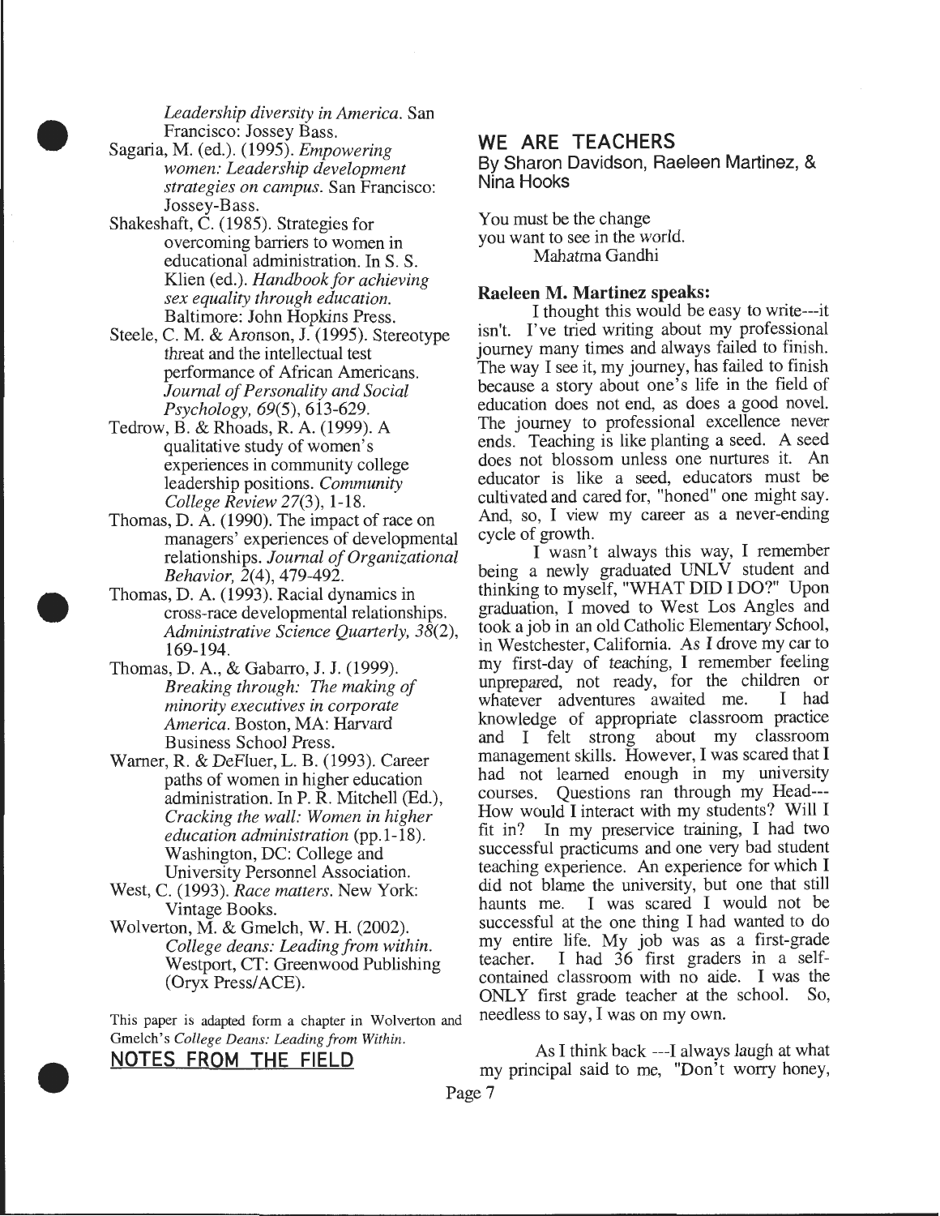*Leadership diversity in America*. San Francisco: Jossey Bass.

Sagaria, M. (ed.). (1995). *Empowering women: Leadership development strategies on campus*. San Francisco: Jossey-Bass.

Shakeshaft, C. (1985). Strategies for overcoming barriers to women in educational administration. In S. S. Klien (ed.). *Handbook for achieving sex equality through education.* Baltimore: John Hopkins Press.

Steele, C. M. & Aronson, J. (1995). Stereotype threat and the intellectual test performance of African Americans. *Journal of Personality and Social Psychology, 69*(5), 613-629.

Tedrow, B. & Rhoads, R. A. (1999). A qualitative study of women's experiences in community college leadership positions. *Community College Review 27*(3), 1-18.

Thomas, D. A. (1990). The impact of race on managers' experiences of developmental relationships. *Journal of Organizational Behavior, 2*(4), 479-492.

Thomas, D. A. (1993). Racial dynamics in cross-race developmental relationships. *Administrative Science Quarterly, 38*(2), 169-194.

Thomas, D. A., & Gabarro, J. J. (1999). *Breaking through: The making of minority executives in corporate America.* Boston, MA: Harvard Business School Press.

Warner, R. & DeFluer, L. B. (1993). Career paths of women in higher education administration. In P. R. Mitchell (Ed.), *Cracking the wall: Women in higher education administration* (pp.1-18). Washington, DC: College and University Personnel Association.

West, C. (1993). *Race matters.* New York: Vintage Books.

Wolverton, M. & Gmelch, W. H. (2002). *College deans: Leading from within.* Westport, CT: Greenwood Publishing (Oryx Press/ACE).

This paper is adapted form a chapter in Wolverton and Gmelch's *College Deans: Leading from Within.*

## NOTES FROM THE FIELD

## WE ARE TEACHERS

By Sharon Davidson, Raeleen Martinez, & Nina Hooks

You must be the change
you want to see in the world.
Mahatma Gandhi

**Raeleen M. Martinez speaks:**

I thought this would be easy to write---it isn't. I've tried writing about my professional journey many times and always failed to finish. The way I see it, my journey, has failed to finish because a story about one's life in the field of education does not end, as does a good novel. The journey to professional excellence never ends. Teaching is like planting a seed. A seed does not blossom unless one nurtures it. An educator is like a seed, educators must be cultivated and cared for, "honed" one might say. And, so, I view my career as a never-ending cycle of growth.

I wasn't always this way, I remember being a newly graduated UNLV student and thinking to myself, "WHAT DID I DO?" Upon graduation, I moved to West Los Angles and took a job in an old Catholic Elementary School, in Westchester, California. As I drove my car to my first-day of teaching, I remember feeling unprepared, not ready, for the children or whatever adventures awaited me. I had knowledge of appropriate classroom practice and I felt strong about my classroom management skills. However, I was scared that I had not learned enough in my university courses. Questions ran through my Head---How would I interact with my students? Will I fit in? In my preservice training, I had two successful practicums and one very bad student teaching experience. An experience for which I did not blame the university, but one that still haunts me. I was scared I would not be successful at the one thing I had wanted to do my entire life. My job was as a first-grade teacher. I had 36 first graders in a self-contained classroom with no aide. I was the ONLY first grade teacher at the school. So, needless to say, I was on my own.

As I think back ---I always laugh at what my principal said to me, "Don't worry honey,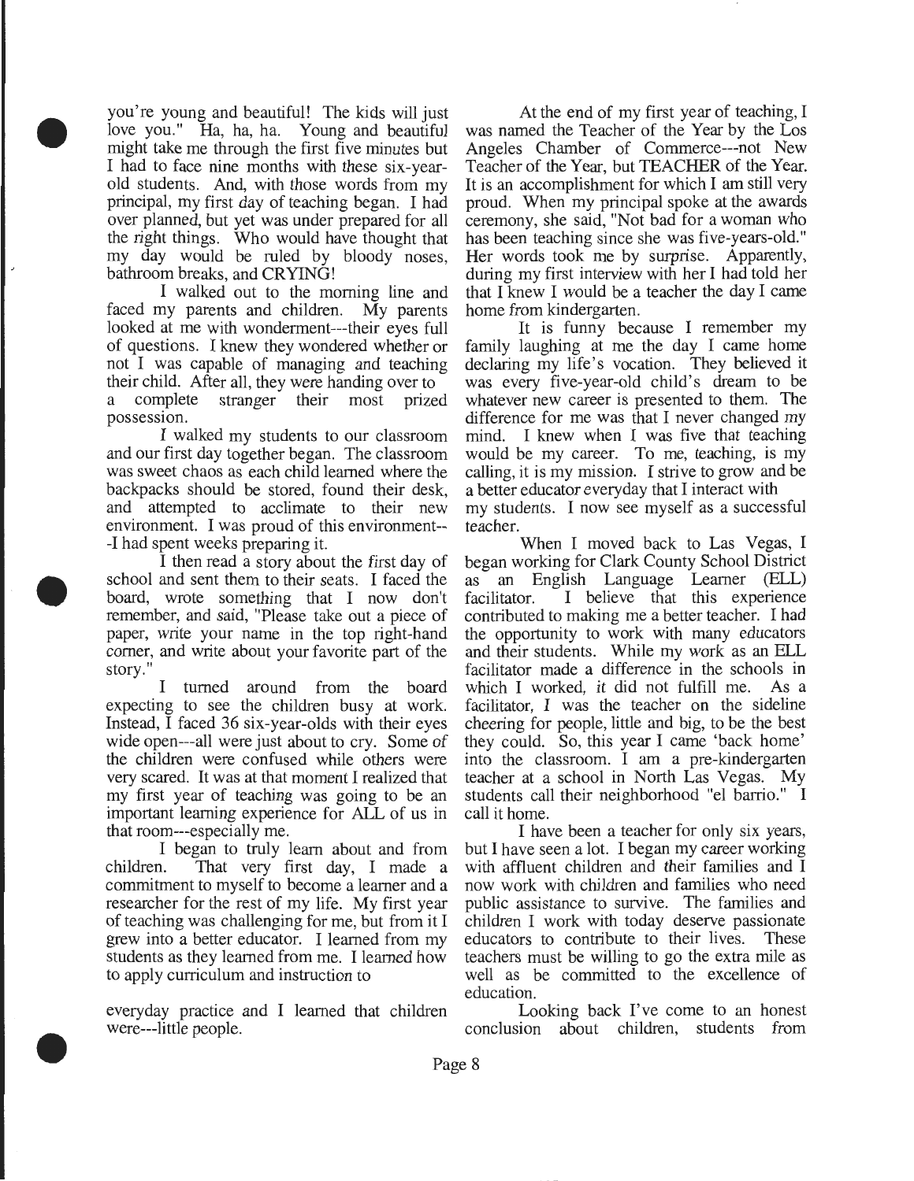you're young and beautiful! The kids will just love you." Ha, ha, ha. Young and beautiful might take me through the first five minutes but I had to face nine months with these six-year-old students. And, with those words from my principal, my first day of teaching began. I had over planned, but yet was under prepared for all the right things. Who would have thought that my day would be ruled by bloody noses, bathroom breaks, and CRYING!

I walked out to the morning line and faced my parents and children. My parents looked at me with wonderment---their eyes full of questions. I knew they wondered whether or not I was capable of managing and teaching their child. After all, they were handing over to a complete stranger their most prized possession.

I walked my students to our classroom and our first day together began. The classroom was sweet chaos as each child learned where the backpacks should be stored, found their desk, and attempted to acclimate to their new environment. I was proud of this environment---I had spent weeks preparing it.

I then read a story about the first day of school and sent them to their seats. I faced the board, wrote something that I now don't remember, and said, "Please take out a piece of paper, write your name in the top right-hand corner, and write about your favorite part of the story."

I turned around from the board expecting to see the children busy at work. Instead, I faced 36 six-year-olds with their eyes wide open---all were just about to cry. Some of the children were confused while others were very scared. It was at that moment I realized that my first year of teaching was going to be an important learning experience for ALL of us in that room---especially me.

I began to truly learn about and from children. That very first day, I made a commitment to myself to become a learner and a researcher for the rest of my life. My first year of teaching was challenging for me, but from it I grew into a better educator. I learned from my students as they learned from me. I learned how to apply curriculum and instruction to everyday practice and I learned that children were---little people.

At the end of my first year of teaching, I was named the Teacher of the Year by the Los Angeles Chamber of Commerce---not New Teacher of the Year, but TEACHER of the Year. It is an accomplishment for which I am still very proud. When my principal spoke at the awards ceremony, she said, "Not bad for a woman who has been teaching since she was five-years-old." Her words took me by surprise. Apparently, during my first interview with her I had told her that I knew I would be a teacher the day I came home from kindergarten.

It is funny because I remember my family laughing at me the day I came home declaring my life's vocation. They believed it was every five-year-old child's dream to be whatever new career is presented to them. The difference for me was that I never changed my mind. I knew when I was five that teaching would be my career. To me, teaching, is my calling, it is my mission. I strive to grow and be a better educator everyday that I interact with my students. I now see myself as a successful teacher.

When I moved back to Las Vegas, I began working for Clark County School District as an English Language Learner (ELL) facilitator. I believe that this experience contributed to making me a better teacher. I had the opportunity to work with many educators and their students. While my work as an ELL facilitator made a difference in the schools in which I worked, it did not fulfill me. As a facilitator, I was the teacher on the sideline cheering for people, little and big, to be the best they could. So, this year I came 'back home' into the classroom. I am a pre-kindergarten teacher at a school in North Las Vegas. My students call their neighborhood "el barrio." I call it home.

I have been a teacher for only six years, but I have seen a lot. I began my career working with affluent children and their families and I now work with children and families who need public assistance to survive. The families and children I work with today deserve passionate educators to contribute to their lives. These teachers must be willing to go the extra mile as well as be committed to the excellence of education.

Looking back I've come to an honest conclusion about children, students from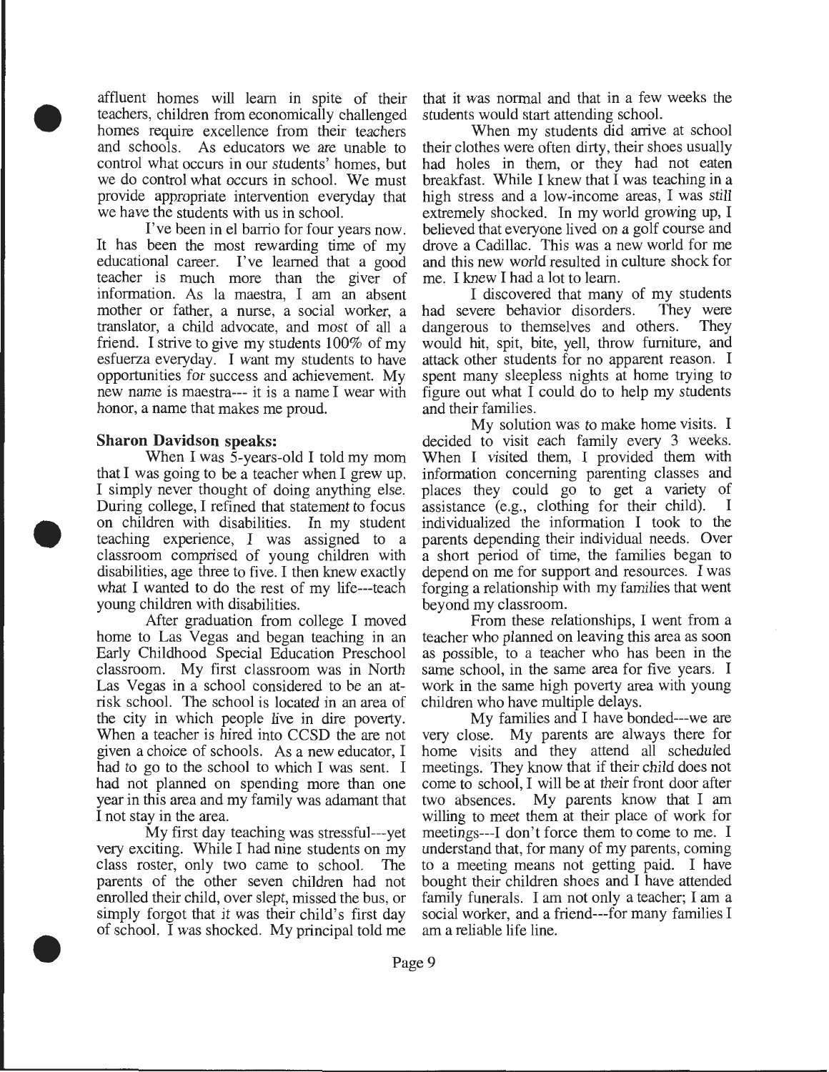affluent homes will learn in spite of their teachers, children from economically challenged homes require excellence from their teachers and schools. As educators we are unable to control what occurs in our students' homes, but we do control what occurs in school. We must provide appropriate intervention everyday that we have the students with us in school.

I've been in el barrio for four years now. It has been the most rewarding time of my educational career. I've learned that a good teacher is much more than the giver of information. As la maestra, I am an absent mother or father, a nurse, a social worker, a translator, a child advocate, and most of all a friend. I strive to give my students 100% of my esfuerza everyday. I want my students to have opportunities for success and achievement. My new name is maestra--- it is a name I wear with honor, a name that makes me proud.

**Sharon Davidson speaks:**

When I was 5-years-old I told my mom that I was going to be a teacher when I grew up. I simply never thought of doing anything else. During college, I refined that statement to focus on children with disabilities. In my student teaching experience, I was assigned to a classroom comprised of young children with disabilities, age three to five. I then knew exactly what I wanted to do the rest of my life---teach young children with disabilities.

After graduation from college I moved home to Las Vegas and began teaching in an Early Childhood Special Education Preschool classroom. My first classroom was in North Las Vegas in a school considered to be an at-risk school. The school is located in an area of the city in which people live in dire poverty. When a teacher is hired into CCSD the are not given a choice of schools. As a new educator, I had to go to the school to which I was sent. I had not planned on spending more than one year in this area and my family was adamant that I not stay in the area.

My first day teaching was stressful---yet very exciting. While I had nine students on my class roster, only two came to school. The parents of the other seven children had not enrolled their child, over slept, missed the bus, or simply forgot that it was their child's first day of school. I was shocked. My principal told me that it was normal and that in a few weeks the students would start attending school.

When my students did arrive at school their clothes were often dirty, their shoes usually had holes in them, or they had not eaten breakfast. While I knew that I was teaching in a high stress and a low-income areas, I was still extremely shocked. In my world growing up, I believed that everyone lived on a golf course and drove a Cadillac. This was a new world for me and this new world resulted in culture shock for me. I knew I had a lot to learn.

I discovered that many of my students had severe behavior disorders. They were dangerous to themselves and others. They would hit, spit, bite, yell, throw furniture, and attack other students for no apparent reason. I spent many sleepless nights at home trying to figure out what I could do to help my students and their families.

My solution was to make home visits. I decided to visit each family every 3 weeks. When I visited them, I provided them with information concerning parenting classes and places they could go to get a variety of assistance (e.g., clothing for their child). I individualized the information I took to the parents depending their individual needs. Over a short period of time, the families began to depend on me for support and resources. I was forging a relationship with my families that went beyond my classroom.

From these relationships, I went from a teacher who planned on leaving this area as soon as possible, to a teacher who has been in the same school, in the same area for five years. I work in the same high poverty area with young children who have multiple delays.

My families and I have bonded---we are very close. My parents are always there for home visits and they attend all scheduled meetings. They know that if their child does not come to school, I will be at their front door after two absences. My parents know that I am willing to meet them at their place of work for meetings---I don't force them to come to me. I understand that, for many of my parents, coming to a meeting means not getting paid. I have bought their children shoes and I have attended family funerals. I am not only a teacher; I am a social worker, and a friend---for many families I am a reliable life line.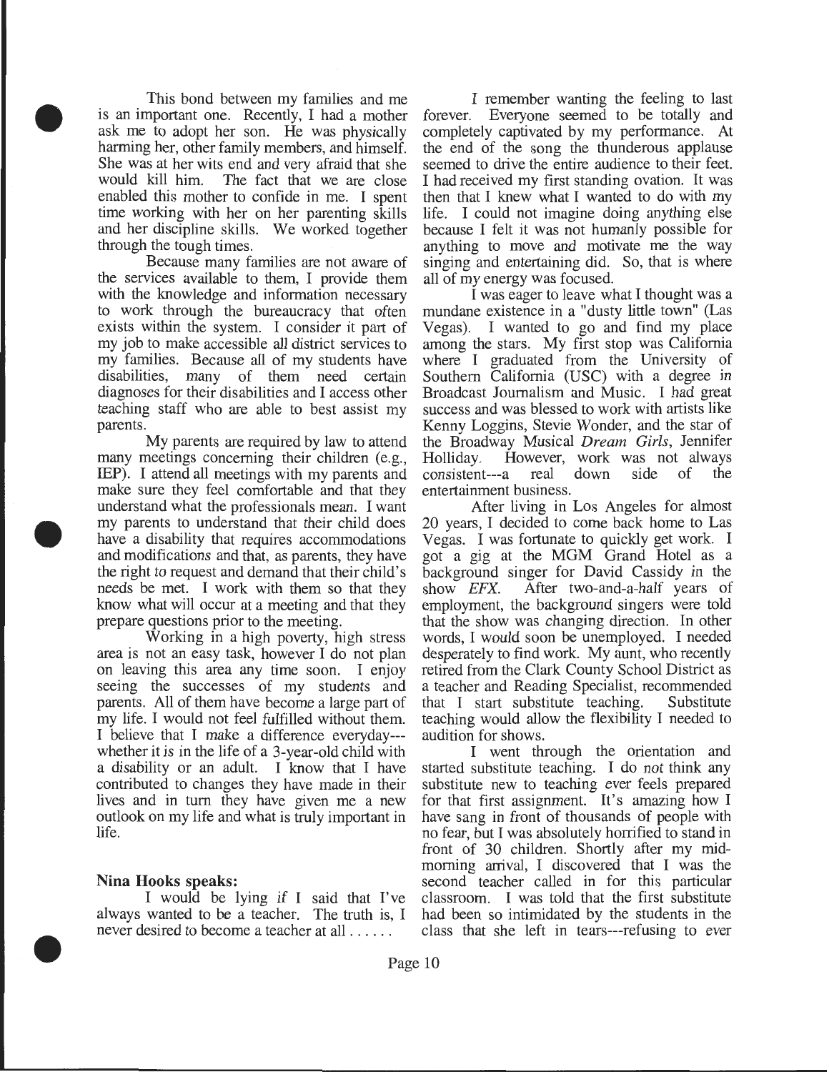This bond between my families and me is an important one. Recently, I had a mother ask me to adopt her son. He was physically harming her, other family members, and himself. She was at her wits end and very afraid that she would kill him. The fact that we are close enabled this mother to confide in me. I spent time working with her on her parenting skills and her discipline skills. We worked together through the tough times.

Because many families are not aware of the services available to them, I provide them with the knowledge and information necessary to work through the bureaucracy that often exists within the system. I consider it part of my job to make accessible all district services to my families. Because all of my students have disabilities, many of them need certain diagnoses for their disabilities and I access other teaching staff who are able to best assist my parents.

My parents are required by law to attend many meetings concerning their children (e.g., IEP). I attend all meetings with my parents and make sure they feel comfortable and that they understand what the professionals mean. I want my parents to understand that their child does have a disability that requires accommodations and modifications and that, as parents, they have the right to request and demand that their child's needs be met. I work with them so that they know what will occur at a meeting and that they prepare questions prior to the meeting.

Working in a high poverty, high stress area is not an easy task, however I do not plan on leaving this area any time soon. I enjoy seeing the successes of my students and parents. All of them have become a large part of my life. I would not feel fulfilled without them. I believe that I make a difference everyday---whether it is in the life of a 3-year-old child with a disability or an adult. I know that I have contributed to changes they have made in their lives and in turn they have given me a new outlook on my life and what is truly important in life.

**Nina Hooks speaks:**

I would be lying if I said that I've always wanted to be a teacher. The truth is, I never desired to become a teacher at all . . . . . .

I remember wanting the feeling to last forever. Everyone seemed to be totally and completely captivated by my performance. At the end of the song the thunderous applause seemed to drive the entire audience to their feet. I had received my first standing ovation. It was then that I knew what I wanted to do with my life. I could not imagine doing anything else because I felt it was not humanly possible for anything to move and motivate me the way singing and entertaining did. So, that is where all of my energy was focused.

I was eager to leave what I thought was a mundane existence in a "dusty little town" (Las Vegas). I wanted to go and find my place among the stars. My first stop was California where I graduated from the University of Southern California (USC) with a degree in Broadcast Journalism and Music. I had great success and was blessed to work with artists like Kenny Loggins, Stevie Wonder, and the star of the Broadway Musical *Dream Girls*, Jennifer Holliday. However, work was not always consistent---a real down side of the entertainment business.

After living in Los Angeles for almost 20 years, I decided to come back home to Las Vegas. I was fortunate to quickly get work. I got a gig at the MGM Grand Hotel as a background singer for David Cassidy in the show *EFX*. After two-and-a-half years of employment, the background singers were told that the show was changing direction. In other words, I would soon be unemployed. I needed desperately to find work. My aunt, who recently retired from the Clark County School District as a teacher and Reading Specialist, recommended that I start substitute teaching. Substitute teaching would allow the flexibility I needed to audition for shows.

I went through the orientation and started substitute teaching. I do not think any substitute new to teaching ever feels prepared for that first assignment. It's amazing how I have sang in front of thousands of people with no fear, but I was absolutely horrified to stand in front of 30 children. Shortly after my mid-morning arrival, I discovered that I was the second teacher called in for this particular classroom. I was told that the first substitute had been so intimidated by the students in the class that she left in tears---refusing to ever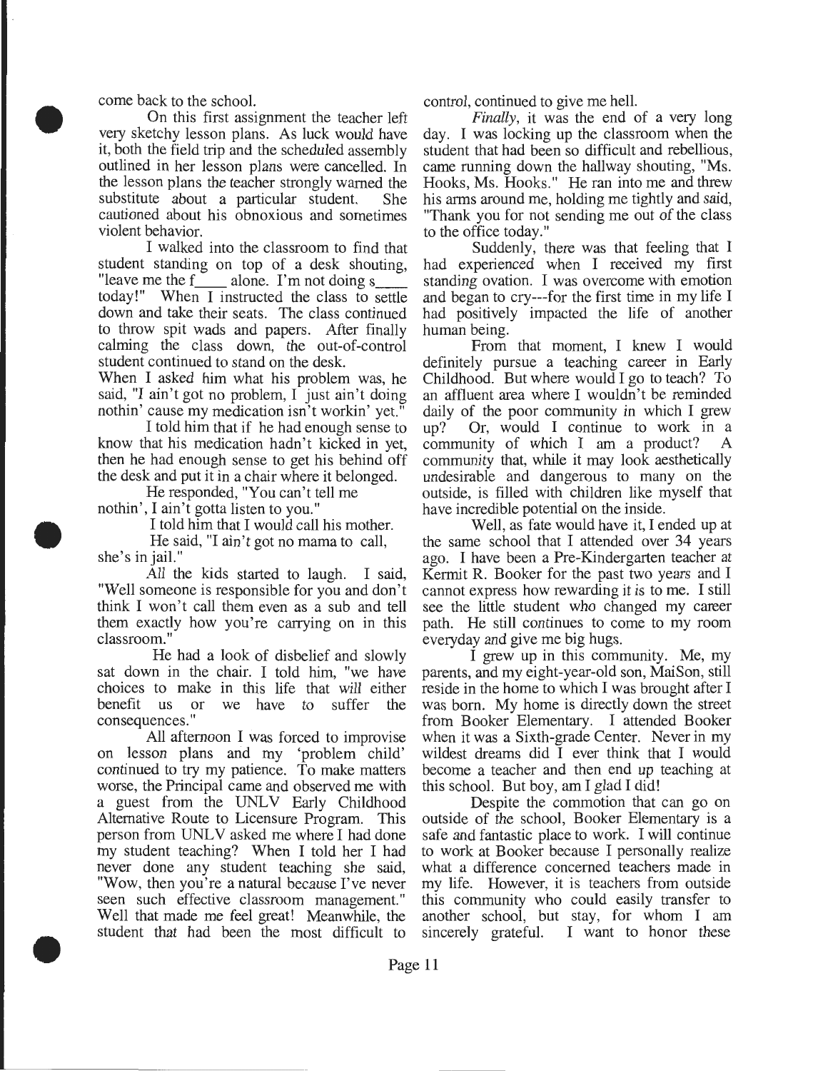come back to the school.

On this first assignment the teacher left very sketchy lesson plans. As luck would have it, both the field trip and the scheduled assembly outlined in her lesson plans were cancelled. In the lesson plans the teacher strongly warned the substitute about a particular student. She cautioned about his obnoxious and sometimes violent behavior.

I walked into the classroom to find that student standing on top of a desk shouting, "leave me the f____ alone. I'm not doing s____ today!" When I instructed the class to settle down and take their seats. The class continued to throw spit wads and papers. After finally calming the class down, the out-of-control student continued to stand on the desk.

When I asked him what his problem was, he said, "I ain't got no problem, I just ain't doing nothin' cause my medication isn't workin' yet."

I told him that if he had enough sense to know that his medication hadn't kicked in yet, then he had enough sense to get his behind off the desk and put it in a chair where it belonged.

He responded, "You can't tell me nothin', I ain't gotta listen to you."

I told him that I would call his mother.

He said, "I ain't got no mama to call, she's in jail."

All the kids started to laugh. I said, "Well someone is responsible for you and don't think I won't call them even as a sub and tell them exactly how you're carrying on in this classroom."

He had a look of disbelief and slowly sat down in the chair. I told him, "we have choices to make in this life that will either benefit us or we have to suffer the consequences."

All afternoon I was forced to improvise on lesson plans and my 'problem child' continued to try my patience. To make matters worse, the Principal came and observed me with a guest from the UNLV Early Childhood Alternative Route to Licensure Program. This person from UNLV asked me where I had done my student teaching? When I told her I had never done any student teaching she said, "Wow, then you're a natural because I've never seen such effective classroom management." Well that made me feel great! Meanwhile, the student that had been the most difficult to control, continued to give me hell.

*Finally*, it was the end of a very long day. I was locking up the classroom when the student that had been so difficult and rebellious, came running down the hallway shouting, "Ms. Hooks, Ms. Hooks." He ran into me and threw his arms around me, holding me tightly and said, "Thank you for not sending me out of the class to the office today."

Suddenly, there was that feeling that I had experienced when I received my first standing ovation. I was overcome with emotion and began to cry---for the first time in my life I had positively impacted the life of another human being.

From that moment, I knew I would definitely pursue a teaching career in Early Childhood. But where would I go to teach? To an affluent area where I wouldn't be reminded daily of the poor community in which I grew up? Or, would I continue to work in a community of which I am a product? A community that, while it may look aesthetically undesirable and dangerous to many on the outside, is filled with children like myself that have incredible potential on the inside.

Well, as fate would have it, I ended up at the same school that I attended over 34 years ago. I have been a Pre-Kindergarten teacher at Kermit R. Booker for the past two years and I cannot express how rewarding it is to me. I still see the little student who changed my career path. He still continues to come to my room everyday and give me big hugs.

I grew up in this community. Me, my parents, and my eight-year-old son, MaiSon, still reside in the home to which I was brought after I was born. My home is directly down the street from Booker Elementary. I attended Booker when it was a Sixth-grade Center. Never in my wildest dreams did I ever think that I would become a teacher and then end up teaching at this school. But boy, am I glad I did!

Despite the commotion that can go on outside of the school, Booker Elementary is a safe and fantastic place to work. I will continue to work at Booker because I personally realize what a difference concerned teachers made in my life. However, it is teachers from outside this community who could easily transfer to another school, but stay, for whom I am sincerely grateful. I want to honor these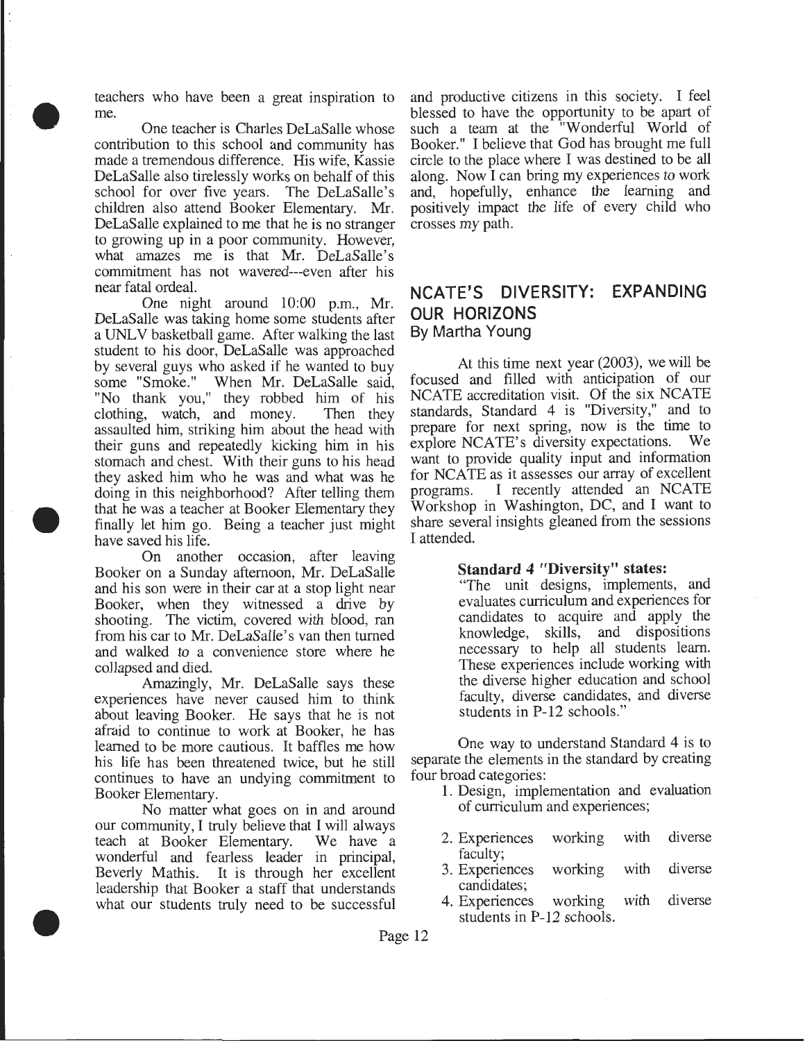teachers who have been a great inspiration to me.

One teacher is Charles DeLaSalle whose contribution to this school and community has made a tremendous difference. His wife, Kassie DeLaSalle also tirelessly works on behalf of this school for over five years. The DeLaSalle's children also attend Booker Elementary. Mr. DeLaSalle explained to me that he is no stranger to growing up in a poor community. However, what amazes me is that Mr. DeLaSalle's commitment has not wavered---even after his near fatal ordeal.

One night around 10:00 p.m., Mr. DeLaSalle was taking home some students after a UNLV basketball game. After walking the last student to his door, DeLaSalle was approached by several guys who asked if he wanted to buy some "Smoke." When Mr. DeLaSalle said, "No thank you," they robbed him of his clothing, watch, and money. Then they assaulted him, striking him about the head with their guns and repeatedly kicking him in his stomach and chest. With their guns to his head they asked him who he was and what was he doing in this neighborhood? After telling them that he was a teacher at Booker Elementary they finally let him go. Being a teacher just might have saved his life.

On another occasion, after leaving Booker on a Sunday afternoon, Mr. DeLaSalle and his son were in their car at a stop light near Booker, when they witnessed a drive by shooting. The victim, covered with blood, ran from his car to Mr. DeLaSalle's van then turned and walked to a convenience store where he collapsed and died.

Amazingly, Mr. DeLaSalle says these experiences have never caused him to think about leaving Booker. He says that he is not afraid to continue to work at Booker, he has learned to be more cautious. It baffles me how his life has been threatened twice, but he still continues to have an undying commitment to Booker Elementary.

No matter what goes on in and around our community, I truly believe that I will always teach at Booker Elementary. We have a wonderful and fearless leader in principal, Beverly Mathis. It is through her excellent leadership that Booker a staff that understands what our students truly need to be successful and productive citizens in this society. I feel blessed to have the opportunity to be apart of such a team at the "Wonderful World of Booker." I believe that God has brought me full circle to the place where I was destined to be all along. Now I can bring my experiences to work and, hopefully, enhance the learning and positively impact the life of every child who crosses my path.

## NCATE'S DIVERSITY: EXPANDING OUR HORIZONS

By Martha Young

At this time next year (2003), we will be focused and filled with anticipation of our NCATE accreditation visit. Of the six NCATE standards, Standard 4 is "Diversity," and to prepare for next spring, now is the time to explore NCATE's diversity expectations. We want to provide quality input and information for NCATE as it assesses our array of excellent programs. I recently attended an NCATE Workshop in Washington, DC, and I want to share several insights gleaned from the sessions I attended.

> **Standard 4 "Diversity" states:**
> "The unit designs, implements, and evaluates curriculum and experiences for candidates to acquire and apply the knowledge, skills, and dispositions necessary to help all students learn. These experiences include working with the diverse higher education and school faculty, diverse candidates, and diverse students in P-12 schools."

One way to understand Standard 4 is to separate the elements in the standard by creating four broad categories:

1. Design, implementation and evaluation of curriculum and experiences;
2. Experiences working with diverse faculty;
3. Experiences working with diverse candidates;
4. Experiences working with diverse students in P-12 schools.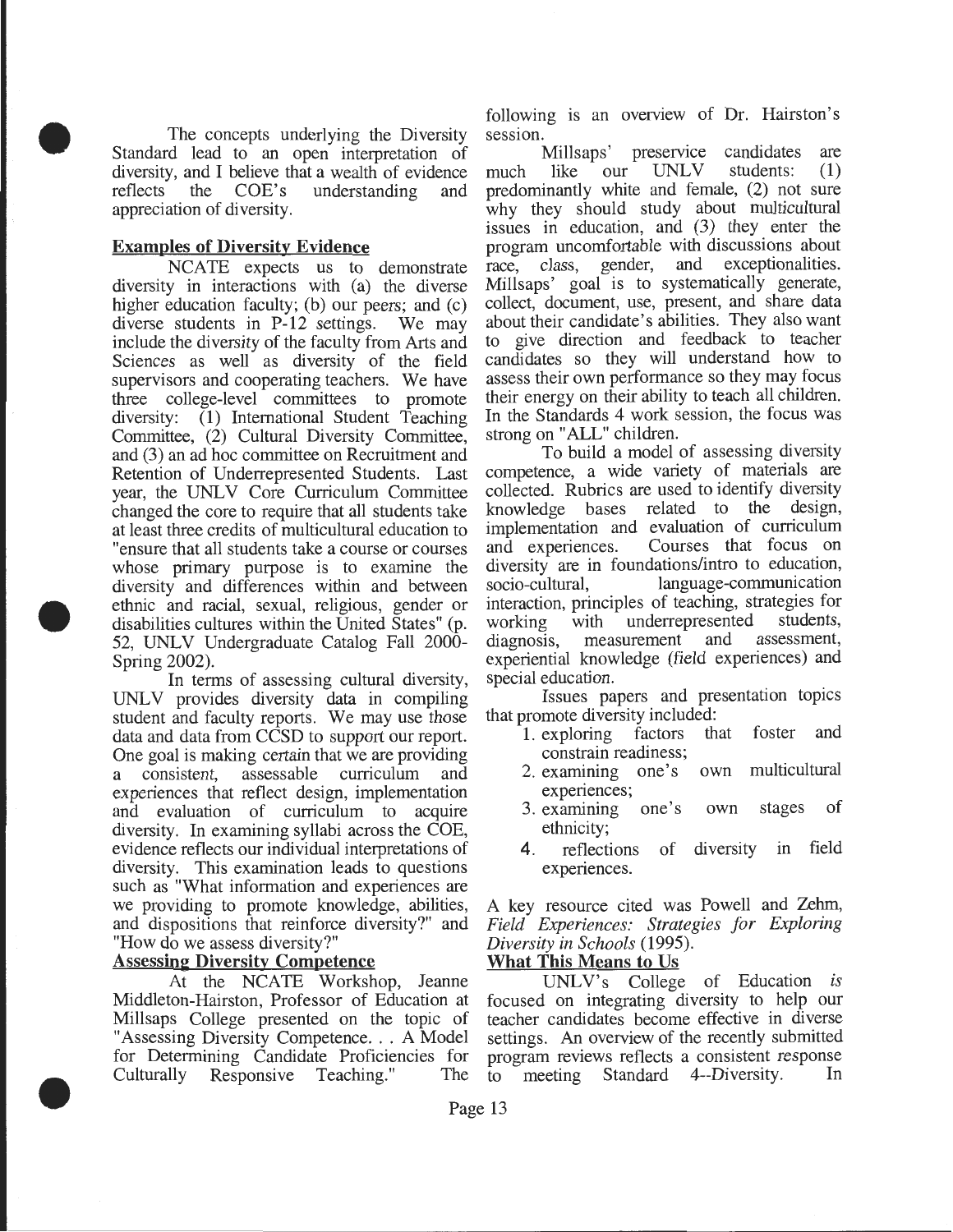The concepts underlying the Diversity Standard lead to an open interpretation of diversity, and I believe that a wealth of evidence reflects the COE's understanding and appreciation of diversity.

**Examples of Diversity Evidence**

NCATE expects us to demonstrate diversity in interactions with (a) the diverse higher education faculty; (b) our peers; and (c) diverse students in P-12 settings. We may include the diversity of the faculty from Arts and Sciences as well as diversity of the field supervisors and cooperating teachers. We have three college-level committees to promote diversity: (1) International Student Teaching Committee, (2) Cultural Diversity Committee, and (3) an ad hoc committee on Recruitment and Retention of Underrepresented Students. Last year, the UNLV Core Curriculum Committee changed the core to require that all students take at least three credits of multicultural education to "ensure that all students take a course or courses whose primary purpose is to examine the diversity and differences within and between ethnic and racial, sexual, religious, gender or disabilities cultures within the United States" (p. 52, UNLV Undergraduate Catalog Fall 2000-Spring 2002).

In terms of assessing cultural diversity, UNLV provides diversity data in compiling student and faculty reports. We may use those data and data from CCSD to support our report. One goal is making certain that we are providing a consistent, assessable curriculum and experiences that reflect design, implementation and evaluation of curriculum to acquire diversity. In examining syllabi across the COE, evidence reflects our individual interpretations of diversity. This examination leads to questions such as "What information and experiences are we providing to promote knowledge, abilities, and dispositions that reinforce diversity?" and "How do we assess diversity?"

**Assessing Diversity Competence**

At the NCATE Workshop, Jeanne Middleton-Hairston, Professor of Education at Millsaps College presented on the topic of "Assessing Diversity Competence. . . A Model for Determining Candidate Proficiencies for Culturally Responsive Teaching." The following is an overview of Dr. Hairston's session.

Millsaps' preservice candidates are much like our UNLV students: (1) predominantly white and female, (2) not sure why they should study about multicultural issues in education, and (3) they enter the program uncomfortable with discussions about race, class, gender, and exceptionalities. Millsaps' goal is to systematically generate, collect, document, use, present, and share data about their candidate's abilities. They also want to give direction and feedback to teacher candidates so they will understand how to assess their own performance so they may focus their energy on their ability to teach all children. In the Standards 4 work session, the focus was strong on "ALL" children.

To build a model of assessing diversity competence, a wide variety of materials are collected. Rubrics are used to identify diversity knowledge bases related to the design, implementation and evaluation of curriculum and experiences. Courses that focus on diversity are in foundations/intro to education, socio-cultural, language-communication interaction, principles of teaching, strategies for working with underrepresented students, diagnosis, measurement and assessment, experiential knowledge (field experiences) and special education.

Issues papers and presentation topics that promote diversity included:

1. exploring factors that foster and constrain readiness;
2. examining one's own multicultural experiences;
3. examining one's own stages of ethnicity;
4. reflections of diversity in field experiences.

A key resource cited was Powell and Zehm, *Field Experiences: Strategies for Exploring Diversity in Schools* (1995).

**What This Means to Us**

UNLV's College of Education *is* focused on integrating diversity to help our teacher candidates become effective in diverse settings. An overview of the recently submitted program reviews reflects a consistent response to meeting Standard 4--Diversity. In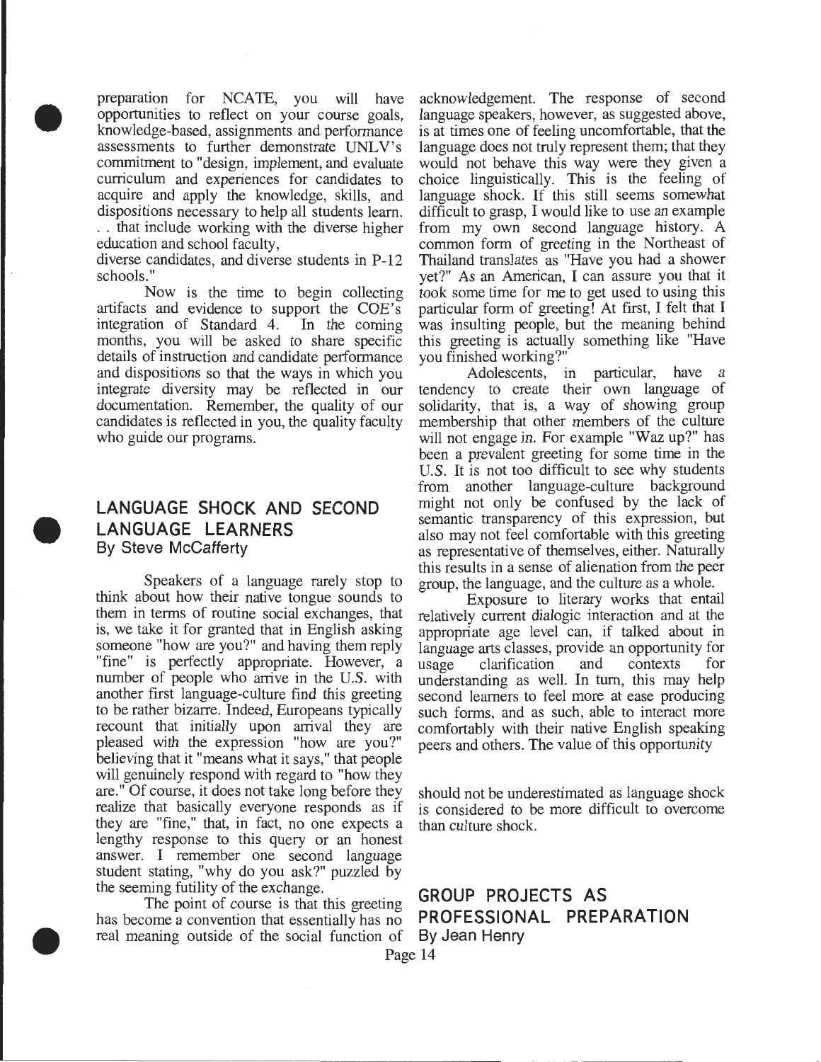preparation for NCATE, you will have opportunities to reflect on your course goals, knowledge-based, assignments and performance assessments to further demonstrate UNLV's commitment to "design, implement, and evaluate curriculum and experiences for candidates to acquire and apply the knowledge, skills, and dispositions necessary to help all students learn. . . that include working with the diverse higher education and school faculty,
diverse candidates, and diverse students in P-12 schools."

Now is the time to begin collecting artifacts and evidence to support the COE's integration of Standard 4. In the coming months, you will be asked to share specific details of instruction and candidate performance and dispositions so that the ways in which you integrate diversity may be reflected in our documentation. Remember, the quality of our candidates is reflected in you, the quality faculty who guide our programs.

## LANGUAGE SHOCK AND SECOND LANGUAGE LEARNERS
By Steve McCafferty

Speakers of a language rarely stop to think about how their native tongue sounds to them in terms of routine social exchanges, that is, we take it for granted that in English asking someone "how are you?" and having them reply "fine" is perfectly appropriate. However, a number of people who arrive in the U.S. with another first language-culture find this greeting to be rather bizarre. Indeed, Europeans typically recount that initially upon arrival they are pleased with the expression "how are you?" believing that it "means what it says," that people will genuinely respond with regard to "how they are." Of course, it does not take long before they realize that basically everyone responds as if they are "fine," that, in fact, no one expects a lengthy response to this query or an honest answer. I remember one second language student stating, "why do you ask?" puzzled by the seeming futility of the exchange.

The point of course is that this greeting has become a convention that essentially has no real meaning outside of the social function of acknowledgement. The response of second language speakers, however, as suggested above, is at times one of feeling uncomfortable, that the language does not truly represent them; that they would not behave this way were they given a choice linguistically. This is the feeling of language shock. If this still seems somewhat difficult to grasp, I would like to use an example from my own second language history. A common form of greeting in the Northeast of Thailand translates as "Have you had a shower yet?" As an American, I can assure you that it took some time for me to get used to using this particular form of greeting! At first, I felt that I was insulting people, but the meaning behind this greeting is actually something like "Have you finished working?"

Adolescents, in particular, have a tendency to create their own language of solidarity, that is, a way of showing group membership that other members of the culture will not engage in. For example "Waz up?" has been a prevalent greeting for some time in the U.S. It is not too difficult to see why students from another language-culture background might not only be confused by the lack of semantic transparency of this expression, but also may not feel comfortable with this greeting as representative of themselves, either. Naturally this results in a sense of alienation from the peer group, the language, and the culture as a whole.

Exposure to literary works that entail relatively current dialogic interaction and at the appropriate age level can, if talked about in language arts classes, provide an opportunity for usage clarification and contexts for understanding as well. In turn, this may help second learners to feel more at ease producing such forms, and as such, able to interact more comfortably with their native English speaking peers and others. The value of this opportunity should not be underestimated as language shock is considered to be more difficult to overcome than culture shock.

## GROUP PROJECTS AS PROFESSIONAL PREPARATION
By Jean Henry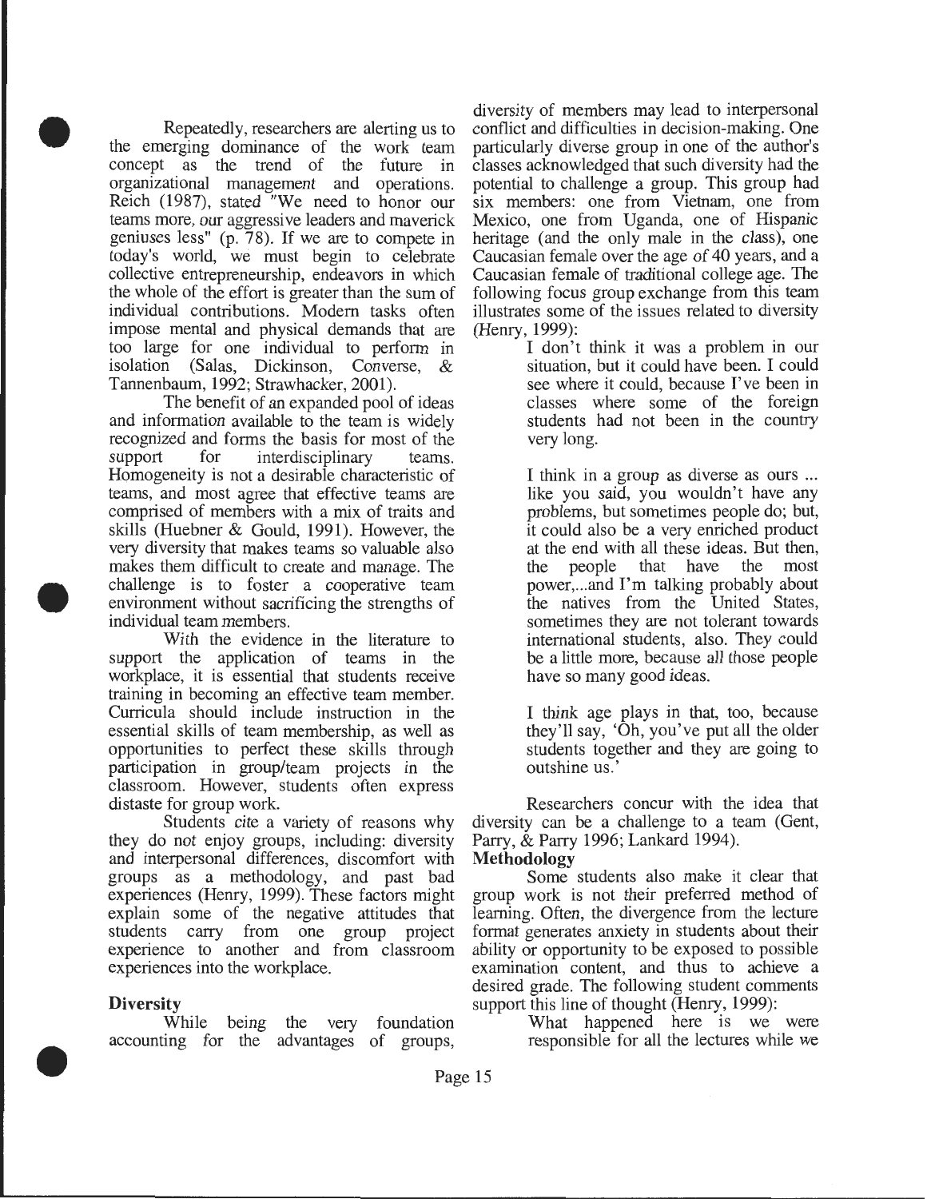Repeatedly, researchers are alerting us to the emerging dominance of the work team concept as the trend of the future in organizational management and operations. Reich (1987), stated "We need to honor our teams more, our aggressive leaders and maverick geniuses less" (p. 78). If we are to compete in today's world, we must begin to celebrate collective entrepreneurship, endeavors in which the whole of the effort is greater than the sum of individual contributions. Modern tasks often impose mental and physical demands that are too large for one individual to perform in isolation (Salas, Dickinson, Converse, & Tannenbaum, 1992; Strawhacker, 2001).

The benefit of an expanded pool of ideas and information available to the team is widely recognized and forms the basis for most of the support for interdisciplinary teams. Homogeneity is not a desirable characteristic of teams, and most agree that effective teams are comprised of members with a mix of traits and skills (Huebner & Gould, 1991). However, the very diversity that makes teams so valuable also makes them difficult to create and manage. The challenge is to foster a cooperative team environment without sacrificing the strengths of individual team members.

With the evidence in the literature to support the application of teams in the workplace, it is essential that students receive training in becoming an effective team member. Curricula should include instruction in the essential skills of team membership, as well as opportunities to perfect these skills through participation in group/team projects in the classroom. However, students often express distaste for group work.

Students cite a variety of reasons why they do not enjoy groups, including: diversity and interpersonal differences, discomfort with groups as a methodology, and past bad experiences (Henry, 1999). These factors might explain some of the negative attitudes that students carry from one group project experience to another and from classroom experiences into the workplace.

### Diversity

While being the very foundation accounting for the advantages of groups, diversity of members may lead to interpersonal conflict and difficulties in decision-making. One particularly diverse group in one of the author's classes acknowledged that such diversity had the potential to challenge a group. This group had six members: one from Vietnam, one from Mexico, one from Uganda, one of Hispanic heritage (and the only male in the class), one Caucasian female over the age of 40 years, and a Caucasian female of traditional college age. The following focus group exchange from this team illustrates some of the issues related to diversity (Henry, 1999):

> I don't think it was a problem in our situation, but it could have been. I could see where it could, because I've been in classes where some of the foreign students had not been in the country very long.
>
> I think in a group as diverse as ours ... like you said, you wouldn't have any problems, but sometimes people do; but, it could also be a very enriched product at the end with all these ideas. But then, the people that have the most power,...and I'm talking probably about the natives from the United States, sometimes they are not tolerant towards international students, also. They could be a little more, because all those people have so many good ideas.
>
> I think age plays in that, too, because they'll say, 'Oh, you've put all the older students together and they are going to outshine us.'

Researchers concur with the idea that diversity can be a challenge to a team (Gent, Parry, & Parry 1996; Lankard 1994).

### Methodology

Some students also make it clear that group work is not their preferred method of learning. Often, the divergence from the lecture format generates anxiety in students about their ability or opportunity to be exposed to possible examination content, and thus to achieve a desired grade. The following student comments support this line of thought (Henry, 1999):

> What happened here is we were responsible for all the lectures while we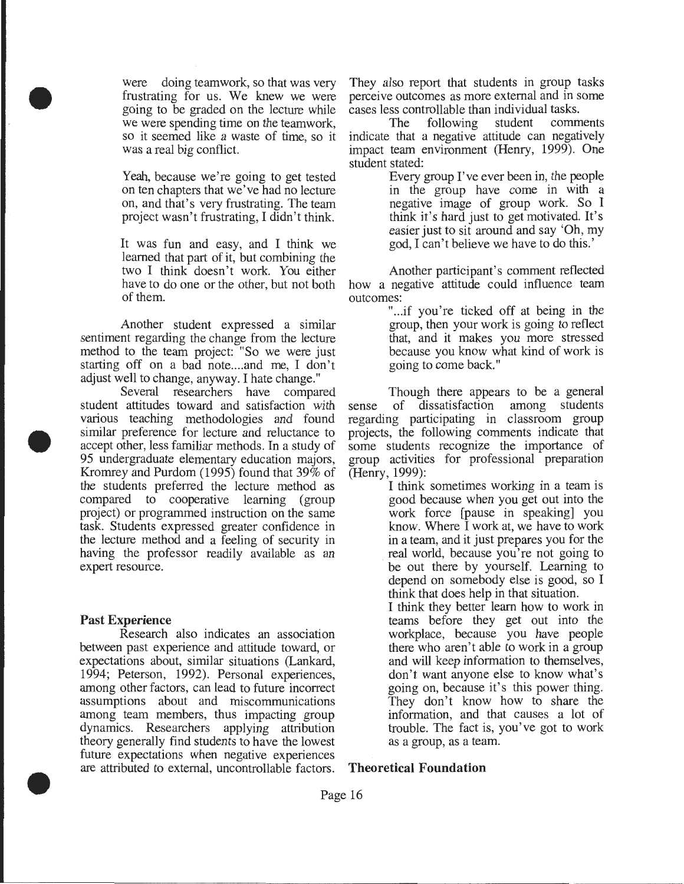were doing teamwork, so that was very frustrating for us. We knew we were going to be graded on the lecture while we were spending time on the teamwork, so it seemed like a waste of time, so it was a real big conflict.

> Yeah, because we're going to get tested on ten chapters that we've had no lecture on, and that's very frustrating. The team project wasn't frustrating, I didn't think.

> It was fun and easy, and I think we learned that part of it, but combining the two I think doesn't work. You either have to do one or the other, but not both of them.

Another student expressed a similar sentiment regarding the change from the lecture method to the team project: "So we were just starting off on a bad note....and me, I don't adjust well to change, anyway. I hate change."

Several researchers have compared student attitudes toward and satisfaction with various teaching methodologies and found similar preference for lecture and reluctance to accept other, less familiar methods. In a study of 95 undergraduate elementary education majors, Kromrey and Purdom (1995) found that 39% of the students preferred the lecture method as compared to cooperative learning (group project) or programmed instruction on the same task. Students expressed greater confidence in the lecture method and a feeling of security in having the professor readily available as an expert resource.

**Past Experience**

Research also indicates an association between past experience and attitude toward, or expectations about, similar situations (Lankard, 1994; Peterson, 1992). Personal experiences, among other factors, can lead to future incorrect assumptions about and miscommunications among team members, thus impacting group dynamics. Researchers applying attribution theory generally find students to have the lowest future expectations when negative experiences are attributed to external, uncontrollable factors. They also report that students in group tasks perceive outcomes as more external and in some cases less controllable than individual tasks.

The following student comments indicate that a negative attitude can negatively impact team environment (Henry, 1999). One student stated:

> Every group I've ever been in, the people in the group have come in with a negative image of group work. So I think it's hard just to get motivated. It's easier just to sit around and say 'Oh, my god, I can't believe we have to do this.'

Another participant's comment reflected how a negative attitude could influence team outcomes:

> "...if you're ticked off at being in the group, then your work is going to reflect that, and it makes you more stressed because you know what kind of work is going to come back."

Though there appears to be a general sense of dissatisfaction among students regarding participating in classroom group projects, the following comments indicate that some students recognize the importance of group activities for professional preparation (Henry, 1999):

> I think sometimes working in a team is good because when you get out into the work force [pause in speaking] you know. Where I work at, we have to work in a team, and it just prepares you for the real world, because you're not going to be out there by yourself. Learning to depend on somebody else is good, so I think that does help in that situation.

> I think they better learn how to work in teams before they get out into the workplace, because you have people there who aren't able to work in a group and will keep information to themselves, don't want anyone else to know what's going on, because it's this power thing. They don't know how to share the information, and that causes a lot of trouble. The fact is, you've got to work as a group, as a team.

**Theoretical Foundation**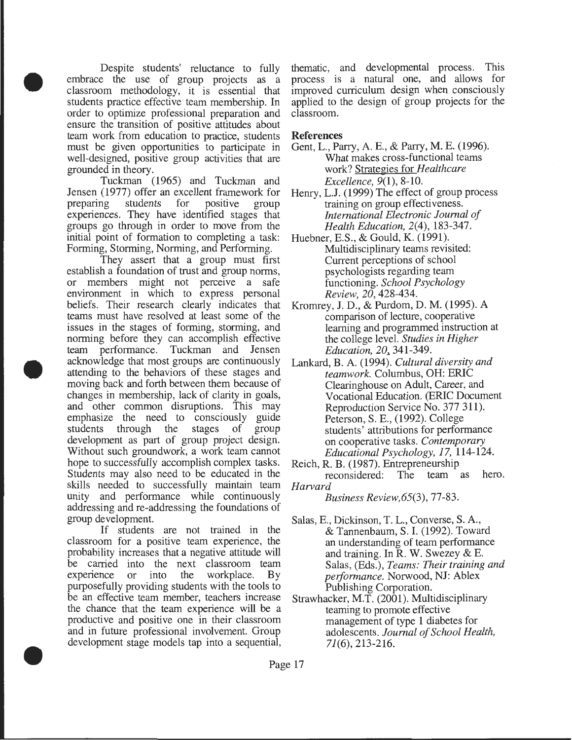Despite students' reluctance to fully embrace the use of group projects as a classroom methodology, it is essential that students practice effective team membership. In order to optimize professional preparation and ensure the transition of positive attitudes about team work from education to practice, students must be given opportunities to participate in well-designed, positive group activities that are grounded in theory.

Tuckman (1965) and Tuckman and Jensen (1977) offer an excellent framework for preparing students for positive group experiences. They have identified stages that groups go through in order to move from the initial point of formation to completing a task: Forming, Storming, Norming, and Performing.

They assert that a group must first establish a foundation of trust and group norms, or members might not perceive a safe environment in which to express personal beliefs. Their research clearly indicates that teams must have resolved at least some of the issues in the stages of forming, storming, and norming before they can accomplish effective team performance. Tuckman and Jensen acknowledge that most groups are continuously attending to the behaviors of these stages and moving back and forth between them because of changes in membership, lack of clarity in goals, and other common disruptions. This may emphasize the need to consciously guide students through the stages of group development as part of group project design. Without such groundwork, a work team cannot hope to successfully accomplish complex tasks. Students may also need to be educated in the skills needed to successfully maintain team unity and performance while continuously addressing and re-addressing the foundations of group development.

If students are not trained in the classroom for a positive team experience, the probability increases that a negative attitude will be carried into the next classroom team experience or into the workplace. By purposefully providing students with the tools to be an effective team member, teachers increase the chance that the team experience will be a productive and positive one in their classroom and in future professional involvement. Group development stage models tap into a sequential, thematic, and developmental process. This process is a natural one, and allows for improved curriculum design when consciously applied to the design of group projects for the classroom.

**References**

Gent, L., Parry, A. E., & Parry, M. E. (1996). What makes cross-functional teams work? Strategies for *Healthcare Excellence, 9*(1), 8-10.

Henry, L.J. (1999) The effect of group process training on group effectiveness. *International Electronic Journal of Health Education, 2*(4), 183-347.

Huebner, E.S., & Gould, K. (1991). Multidisciplinary teams revisited: Current perceptions of school psychologists regarding team functioning. *School Psychology Review, 20*, 428-434.

Kromrey, J. D., & Purdom, D. M. (1995). A comparison of lecture, cooperative learning and programmed instruction at the college level. *Studies in Higher Education, 20*, 341-349.

Lankard, B. A. (1994). *Cultural diversity and teamwork.* Columbus, OH: ERIC Clearinghouse on Adult, Career, and Vocational Education. (ERIC Document Reproduction Service No. 377 311).

Peterson, S. E., (1992). College students' attributions for performance on cooperative tasks. *Contemporary Educational Psychology, 17,* 114-124.

Reich, R. B. (1987). Entrepreneurship reconsidered: The team as hero. *Harvard Business Review,65*(3), 77-83.

Salas, E., Dickinson, T. L., Converse, S. A., & Tannenbaum, S. I. (1992). Toward an understanding of team performance and training. In R. W. Swezey & E. Salas, (Eds.), *Teams: Their training and performance.* Norwood, NJ: Ablex Publishing Corporation.

Strawhacker, M.T. (2001). Multidisciplinary teaming to promote effective management of type 1 diabetes for adolescents. *Journal of School Health, 71*(6), 213-216.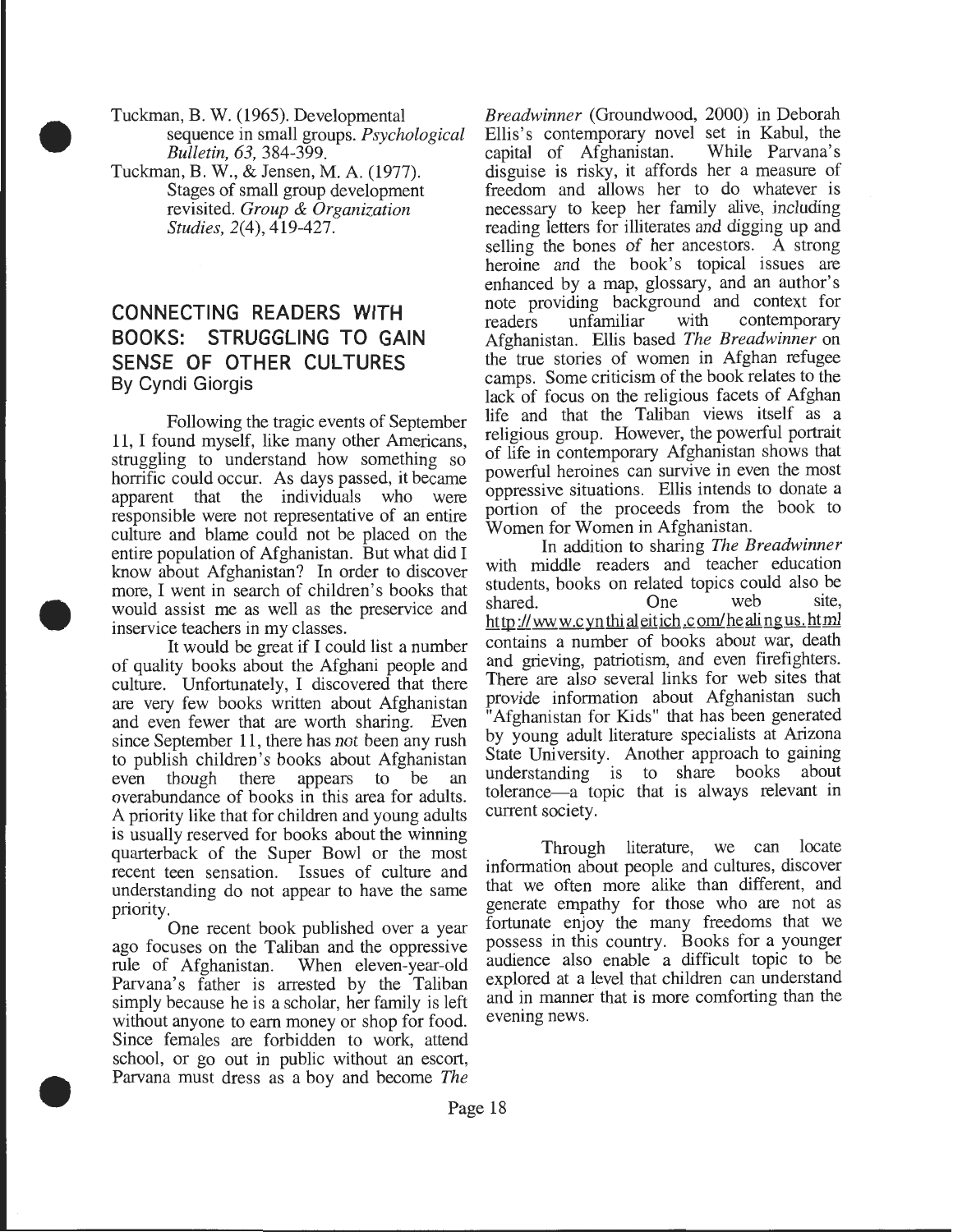Tuckman, B. W. (1965). Developmental sequence in small groups. *Psychological Bulletin, 63,* 384-399.

Tuckman, B. W., & Jensen, M. A. (1977). Stages of small group development revisited. *Group & Organization Studies, 2*(4), 419-427.

## CONNECTING READERS WITH BOOKS: STRUGGLING TO GAIN SENSE OF OTHER CULTURES

By Cyndi Giorgis

Following the tragic events of September 11, I found myself, like many other Americans, struggling to understand how something so horrific could occur. As days passed, it became apparent that the individuals who were responsible were not representative of an entire culture and blame could not be placed on the entire population of Afghanistan. But what did I know about Afghanistan? In order to discover more, I went in search of children's books that would assist me as well as the preservice and inservice teachers in my classes.

It would be great if I could list a number of quality books about the Afghani people and culture. Unfortunately, I discovered that there are very few books written about Afghanistan and even fewer that are worth sharing. Even since September 11, there has *not* been any rush to publish children's books about Afghanistan even though there appears to be an overabundance of books in this area for adults. A priority like that for children and young adults is usually reserved for books about the winning quarterback of the Super Bowl or the most recent teen sensation. Issues of culture and understanding do not appear to have the same priority.

One recent book published over a year ago focuses on the Taliban and the oppressive rule of Afghanistan. When eleven-year-old Parvana's father is arrested by the Taliban simply because he is a scholar, her family is left without anyone to earn money or shop for food. Since females are forbidden to work, attend school, or go out in public without an escort, Parvana must dress as a boy and become *The Breadwinner* (Groundwood, 2000) in Deborah Ellis's contemporary novel set in Kabul, the capital of Afghanistan. While Parvana's disguise is risky, it affords her a measure of freedom and allows her to do whatever is necessary to keep her family alive, including reading letters for illiterates and digging up and selling the bones of her ancestors. A strong heroine and the book's topical issues are enhanced by a map, glossary, and an author's note providing background and context for readers unfamiliar with contemporary Afghanistan. Ellis based *The Breadwinner* on the true stories of women in Afghan refugee camps. Some criticism of the book relates to the lack of focus on the religious facets of Afghan life and that the Taliban views itself as a religious group. However, the powerful portrait of life in contemporary Afghanistan shows that powerful heroines can survive in even the most oppressive situations. Ellis intends to donate a portion of the proceeds from the book to Women for Women in Afghanistan.

In addition to sharing *The Breadwinner* with middle readers and teacher education students, books on related topics could also be shared. One web site, http://www.cynthialeitich.com/healingus.html contains a number of books about war, death and grieving, patriotism, and even firefighters. There are also several links for web sites that provide information about Afghanistan such "Afghanistan for Kids" that has been generated by young adult literature specialists at Arizona State University. Another approach to gaining understanding is to share books about tolerance—a topic that is always relevant in current society.

Through literature, we can locate information about people and cultures, discover that we often more alike than different, and generate empathy for those who are not as fortunate enjoy the many freedoms that we possess in this country. Books for a younger audience also enable a difficult topic to be explored at a level that children can understand and in manner that is more comforting than the evening news.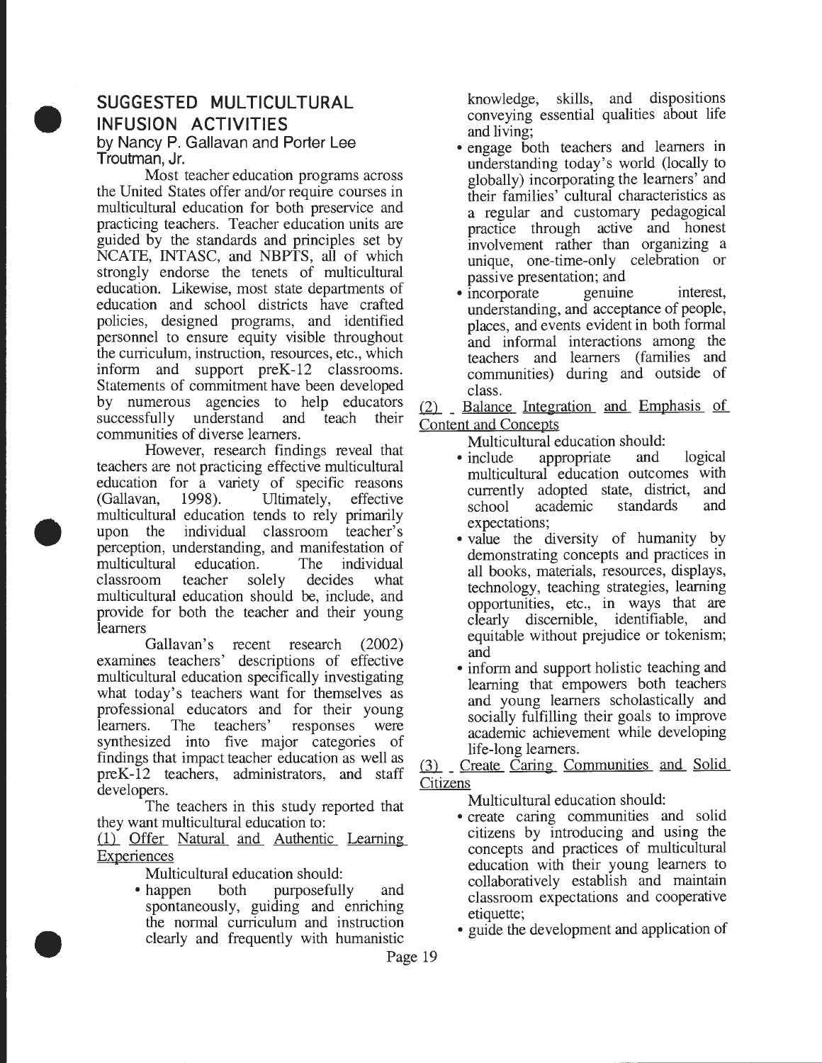## SUGGESTED MULTICULTURAL INFUSION ACTIVITIES

by Nancy P. Gallavan and Porter Lee Troutman, Jr.

Most teacher education programs across the United States offer and/or require courses in multicultural education for both preservice and practicing teachers. Teacher education units are guided by the standards and principles set by NCATE, INTASC, and NBPTS, all of which strongly endorse the tenets of multicultural education. Likewise, most state departments of education and school districts have crafted policies, designed programs, and identified personnel to ensure equity visible throughout the curriculum, instruction, resources, etc., which inform and support preK-12 classrooms. Statements of commitment have been developed by numerous agencies to help educators successfully understand and teach their communities of diverse learners.

However, research findings reveal that teachers are not practicing effective multicultural education for a variety of specific reasons (Gallavan, 1998). Ultimately, effective multicultural education tends to rely primarily upon the individual classroom teacher's perception, understanding, and manifestation of multicultural education. The individual classroom teacher solely decides what multicultural education should be, include, and provide for both the teacher and their young learners

Gallavan's recent research (2002) examines teachers' descriptions of effective multicultural education specifically investigating what today's teachers want for themselves as professional educators and for their young learners. The teachers' responses were synthesized into five major categories of findings that impact teacher education as well as preK-12 teachers, administrators, and staff developers.

The teachers in this study reported that they want multicultural education to:

(1) Offer Natural and Authentic Learning Experiences

Multicultural education should:

- happen both purposefully and spontaneously, guiding and enriching the normal curriculum and instruction clearly and frequently with humanistic knowledge, skills, and dispositions conveying essential qualities about life and living;
- engage both teachers and learners in understanding today's world (locally to globally) incorporating the learners' and their families' cultural characteristics as a regular and customary pedagogical practice through active and honest involvement rather than organizing a unique, one-time-only celebration or passive presentation; and
- incorporate genuine interest, understanding, and acceptance of people, places, and events evident in both formal and informal interactions among the teachers and learners (families and communities) during and outside of class.

(2) Balance Integration and Emphasis of Content and Concepts

Multicultural education should:

- include appropriate and logical multicultural education outcomes with currently adopted state, district, and school academic standards and expectations;
- value the diversity of humanity by demonstrating concepts and practices in all books, materials, resources, displays, technology, teaching strategies, learning opportunities, etc., in ways that are clearly discernible, identifiable, and equitable without prejudice or tokenism; and
- inform and support holistic teaching and learning that empowers both teachers and young learners scholastically and socially fulfilling their goals to improve academic achievement while developing life-long learners.

(3) Create Caring Communities and Solid Citizens

Multicultural education should:

- create caring communities and solid citizens by introducing and using the concepts and practices of multicultural education with their young learners to collaboratively establish and maintain classroom expectations and cooperative etiquette;
- guide the development and application of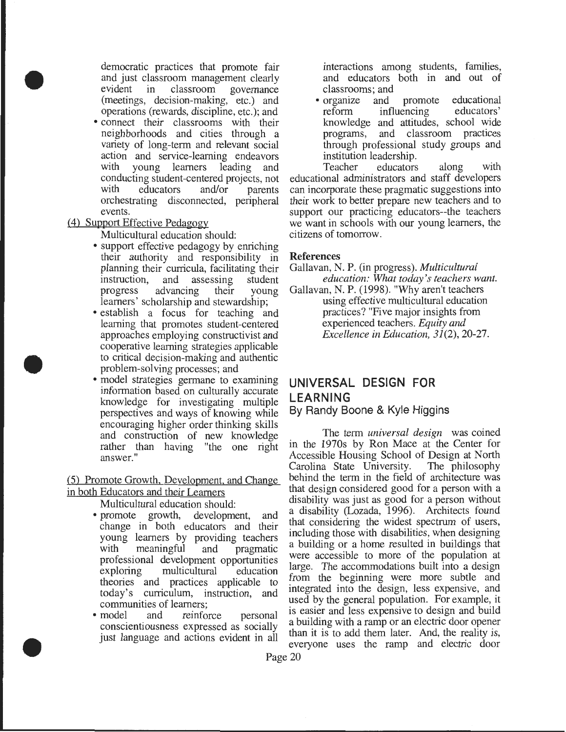democratic practices that promote fair and just classroom management clearly evident in classroom governance (meetings, decision-making, etc.) and operations (rewards, discipline, etc.); and

- connect their classrooms with their neighborhoods and cities through a variety of long-term and relevant social action and service-learning endeavors with young learners leading and conducting student-centered projects, not with educators and/or parents orchestrating disconnected, peripheral events.

(4) Support Effective Pedagogy

Multicultural education should:

- support effective pedagogy by enriching their authority and responsibility in planning their curricula, facilitating their instruction, and assessing student progress advancing their young learners' scholarship and stewardship;
- establish a focus for teaching and learning that promotes student-centered approaches employing constructivist and cooperative learning strategies applicable to critical decision-making and authentic problem-solving processes; and
- model strategies germane to examining information based on culturally accurate knowledge for investigating multiple perspectives and ways of knowing while encouraging higher order thinking skills and construction of new knowledge rather than having "the one right answer."

(5) Promote Growth, Development, and Change in both Educators and their Learners

Multicultural education should:

- promote growth, development, and change in both educators and their young learners by providing teachers with meaningful and pragmatic professional development opportunities exploring multicultural education theories and practices applicable to today's curriculum, instruction, and communities of learners;
- model and reinforce personal conscientiousness expressed as socially just language and actions evident in all interactions among students, families, and educators both in and out of classrooms; and
- organize and promote educational reform influencing educators' knowledge and attitudes, school wide programs, and classroom practices through professional study groups and institution leadership.

Teacher educators along with educational administrators and staff developers can incorporate these pragmatic suggestions into their work to better prepare new teachers and to support our practicing educators--the teachers we want in schools with our young learners, the citizens of tomorrow.

**References**

Gallavan, N. P. (in progress). *Multicultural education: What today's teachers want.*

Gallavan, N. P. (1998). "Why aren't teachers using effective multicultural education practices? "Five major insights from experienced teachers. *Equity and Excellence in Education, 31*(2), 20-27.

## UNIVERSAL DESIGN FOR LEARNING

### By Randy Boone & Kyle Higgins

The term *universal design* was coined in the 1970s by Ron Mace at the Center for Accessible Housing School of Design at North Carolina State University. The philosophy behind the term in the field of architecture was that design considered good for a person with a disability was just as good for a person without a disability (Lozada, 1996). Architects found that considering the widest spectrum of users, including those with disabilities, when designing a building or a home resulted in buildings that were accessible to more of the population at large. The accommodations built into a design from the beginning were more subtle and integrated into the design, less expensive, and used by the general population. For example, it is easier and less expensive to design and build a building with a ramp or an electric door opener than it is to add them later. And, the reality is, everyone uses the ramp and electric door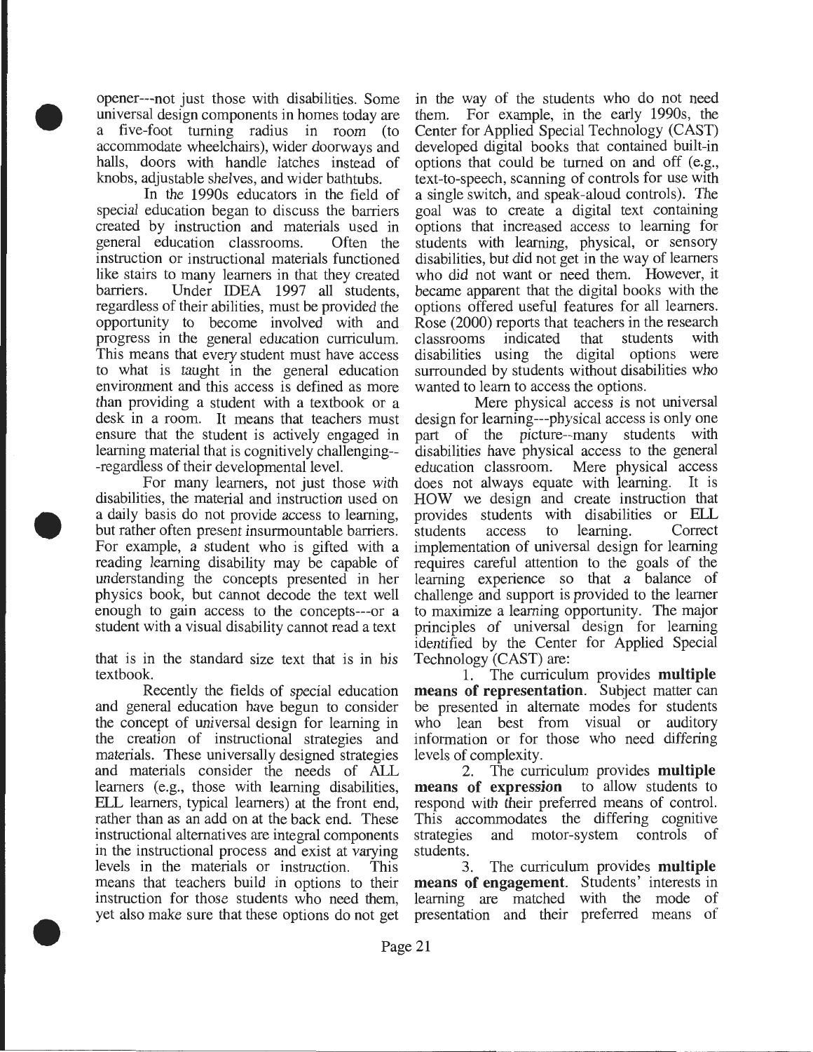opener---not just those with disabilities. Some universal design components in homes today are a five-foot turning radius in room (to accommodate wheelchairs), wider doorways and halls, doors with handle latches instead of knobs, adjustable shelves, and wider bathtubs.

In the 1990s educators in the field of special education began to discuss the barriers created by instruction and materials used in general education classrooms. Often the instruction or instructional materials functioned like stairs to many learners in that they created barriers. Under IDEA 1997 all students, regardless of their abilities, must be provided the opportunity to become involved with and progress in the general education curriculum. This means that every student must have access to what is taught in the general education environment and this access is defined as more than providing a student with a textbook or a desk in a room. It means that teachers must ensure that the student is actively engaged in learning material that is cognitively challenging---regardless of their developmental level.

For many learners, not just those with disabilities, the material and instruction used on a daily basis do not provide access to learning, but rather often present insurmountable barriers. For example, a student who is gifted with a reading learning disability may be capable of understanding the concepts presented in her physics book, but cannot decode the text well enough to gain access to the concepts---or a student with a visual disability cannot read a text that is in the standard size text that is in his textbook.

Recently the fields of special education and general education have begun to consider the concept of universal design for learning in the creation of instructional strategies and materials. These universally designed strategies and materials consider the needs of ALL learners (e.g., those with learning disabilities, ELL learners, typical learners) at the front end, rather than as an add on at the back end. These instructional alternatives are integral components in the instructional process and exist at varying levels in the materials or instruction. This means that teachers build in options to their instruction for those students who need them, yet also make sure that these options do not get in the way of the students who do not need them. For example, in the early 1990s, the Center for Applied Special Technology (CAST) developed digital books that contained built-in options that could be turned on and off (e.g., text-to-speech, scanning of controls for use with a single switch, and speak-aloud controls). The goal was to create a digital text containing options that increased access to learning for students with learning, physical, or sensory disabilities, but did not get in the way of learners who did not want or need them. However, it became apparent that the digital books with the options offered useful features for all learners. Rose (2000) reports that teachers in the research classrooms indicated that students with disabilities using the digital options were surrounded by students without disabilities who wanted to learn to access the options.

Mere physical access is not universal design for learning---physical access is only one part of the picture--many students with disabilities have physical access to the general education classroom. Mere physical access does not always equate with learning. It is HOW we design and create instruction that provides students with disabilities or ELL students access to learning. Correct implementation of universal design for learning requires careful attention to the goals of the learning experience so that a balance of challenge and support is provided to the learner to maximize a learning opportunity. The major principles of universal design for learning identified by the Center for Applied Special Technology (CAST) are:

1. The curriculum provides **multiple means of representation**. Subject matter can be presented in alternate modes for students who lean best from visual or auditory information or for those who need differing levels of complexity.
2. The curriculum provides **multiple means of expression** to allow students to respond with their preferred means of control. This accommodates the differing cognitive strategies and motor-system controls of students.
3. The curriculum provides **multiple means of engagement**. Students' interests in learning are matched with the mode of presentation and their preferred means of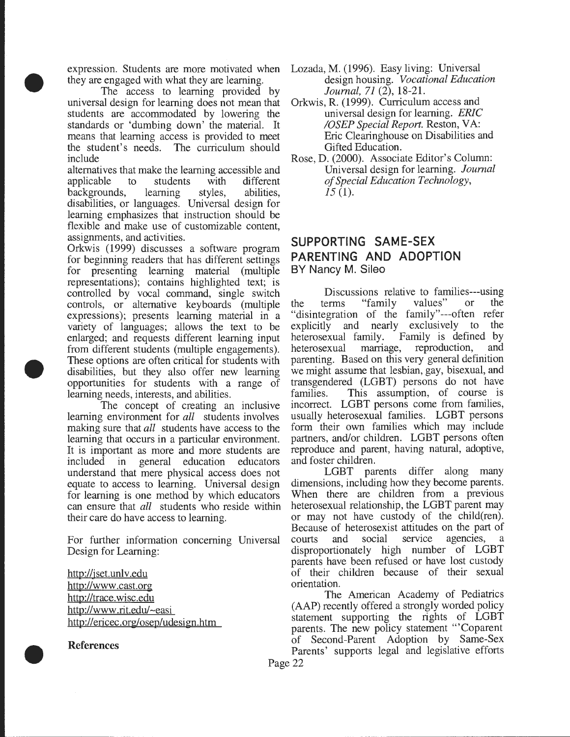expression. Students are more motivated when they are engaged with what they are learning.

The access to learning provided by universal design for learning does not mean that students are accommodated by lowering the standards or 'dumbing down' the material. It means that learning access is provided to meet the student's needs. The curriculum should include
alternatives that make the learning accessible and applicable to students with different backgrounds, learning styles, abilities, disabilities, or languages. Universal design for learning emphasizes that instruction should be flexible and make use of customizable content, assignments, and activities.
Orkwis (1999) discusses a software program for beginning readers that has different settings for presenting learning material (multiple representations); contains highlighted text; is controlled by vocal command, single switch controls, or alternative keyboards (multiple expressions); presents learning material in a variety of languages; allows the text to be enlarged; and requests different learning input from different students (multiple engagements). These options are often critical for students with disabilities, but they also offer new learning opportunities for students with a range of learning needs, interests, and abilities.

The concept of creating an inclusive learning environment for *all* students involves making sure that *all* students have access to the learning that occurs in a particular environment. It is important as more and more students are included in general education educators understand that mere physical access does not equate to access to learning. Universal design for learning is one method by which educators can ensure that *all* students who reside within their care do have access to learning.

For further information concerning Universal Design for Learning:

http://jset.unlv.edu
http://www.cast.org
http://trace.wisc.edu
http://www.rit.edu/~easi
http://ericec.org/osep/udesign.htm

**References**

Lozada, M. (1996). Easy living: Universal design housing. *Vocational Education Journal, 71* (2), 18-21.

Orkwis, R. (1999). Curriculum access and universal design for learning. *ERIC /OSEP Special Report.* Reston, VA: Eric Clearinghouse on Disabilities and Gifted Education.

Rose, D. (2000). Associate Editor's Column: Universal design for learning. *Journal of Special Education Technology, 15* (1).

## SUPPORTING SAME-SEX PARENTING AND ADOPTION

BY Nancy M. Sileo

Discussions relative to families---using the terms "family values" or the "disintegration of the family"---often refer explicitly and nearly exclusively to the heterosexual family. Family is defined by heterosexual marriage, reproduction, and parenting. Based on this very general definition we might assume that lesbian, gay, bisexual, and transgendered (LGBT) persons do not have families. This assumption, of course is incorrect. LGBT persons come from families, usually heterosexual families. LGBT persons form their own families which may include partners, and/or children. LGBT persons often reproduce and parent, having natural, adoptive, and foster children.

LGBT parents differ along many dimensions, including how they become parents. When there are children from a previous heterosexual relationship, the LGBT parent may or may not have custody of the child(ren). Because of heterosexist attitudes on the part of courts and social service agencies, a disproportionately high number of LGBT parents have been refused or have lost custody of their children because of their sexual orientation.

The American Academy of Pediatrics (AAP) recently offered a strongly worded policy statement supporting the rights of LGBT parents. The new policy statement "'Coparent of Second-Parent Adoption by Same-Sex Parents' supports legal and legislative efforts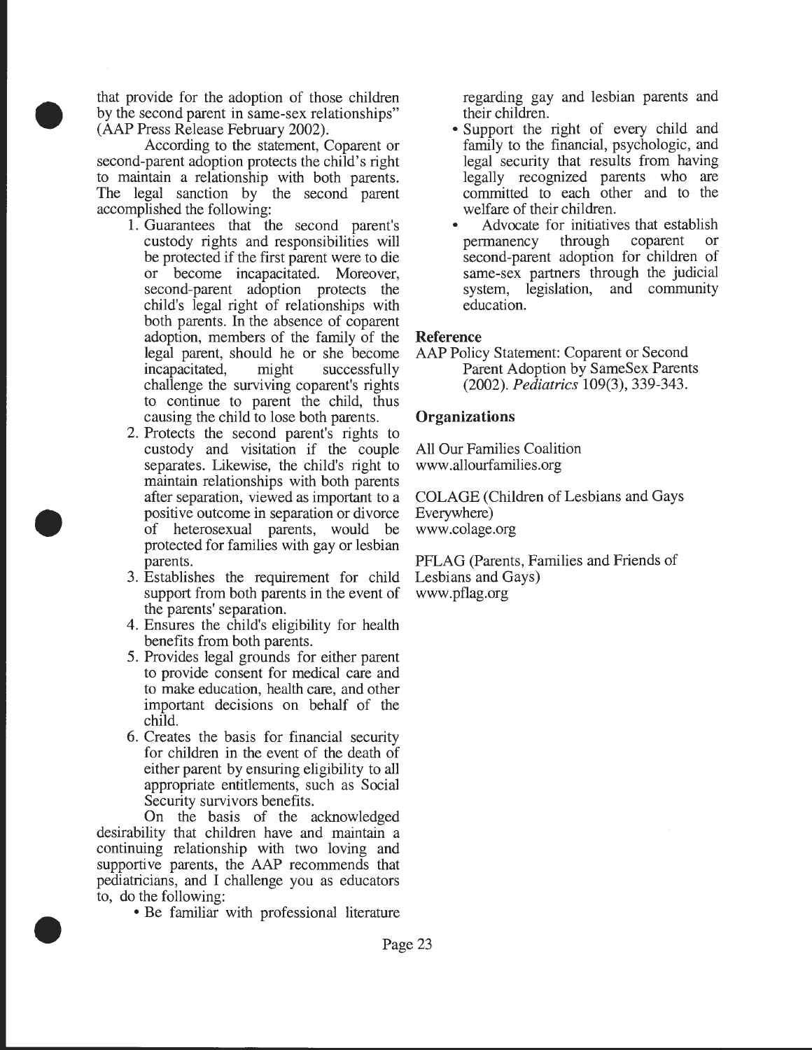that provide for the adoption of those children by the second parent in same-sex relationships" (AAP Press Release February 2002).

According to the statement, Coparent or second-parent adoption protects the child's right to maintain a relationship with both parents. The legal sanction by the second parent accomplished the following:

1. Guarantees that the second parent's custody rights and responsibilities will be protected if the first parent were to die or become incapacitated. Moreover, second-parent adoption protects the child's legal right of relationships with both parents. In the absence of coparent adoption, members of the family of the legal parent, should he or she become incapacitated, might successfully challenge the surviving coparent's rights to continue to parent the child, thus causing the child to lose both parents.
2. Protects the second parent's rights to custody and visitation if the couple separates. Likewise, the child's right to maintain relationships with both parents after separation, viewed as important to a positive outcome in separation or divorce of heterosexual parents, would be protected for families with gay or lesbian parents.
3. Establishes the requirement for child support from both parents in the event of the parents' separation.
4. Ensures the child's eligibility for health benefits from both parents.
5. Provides legal grounds for either parent to provide consent for medical care and to make education, health care, and other important decisions on behalf of the child.
6. Creates the basis for financial security for children in the event of the death of either parent by ensuring eligibility to all appropriate entitlements, such as Social Security survivors benefits.

On the basis of the acknowledged desirability that children have and maintain a continuing relationship with two loving and supportive parents, the AAP recommends that pediatricians, and I challenge you as educators to, do the following:

- Be familiar with professional literature regarding gay and lesbian parents and their children.
- Support the right of every child and family to the financial, psychologic, and legal security that results from having legally recognized parents who are committed to each other and to the welfare of their children.
- Advocate for initiatives that establish permanency through coparent or second-parent adoption for children of same-sex partners through the judicial system, legislation, and community education.

**Reference**

AAP Policy Statement: Coparent or Second Parent Adoption by SameSex Parents (2002). *Pediatrics* 109(3), 339-343.

**Organizations**

All Our Families Coalition
www.allourfamilies.org

COLAGE (Children of Lesbians and Gays Everywhere)
www.colage.org

PFLAG (Parents, Families and Friends of Lesbians and Gays)
www.pflag.org